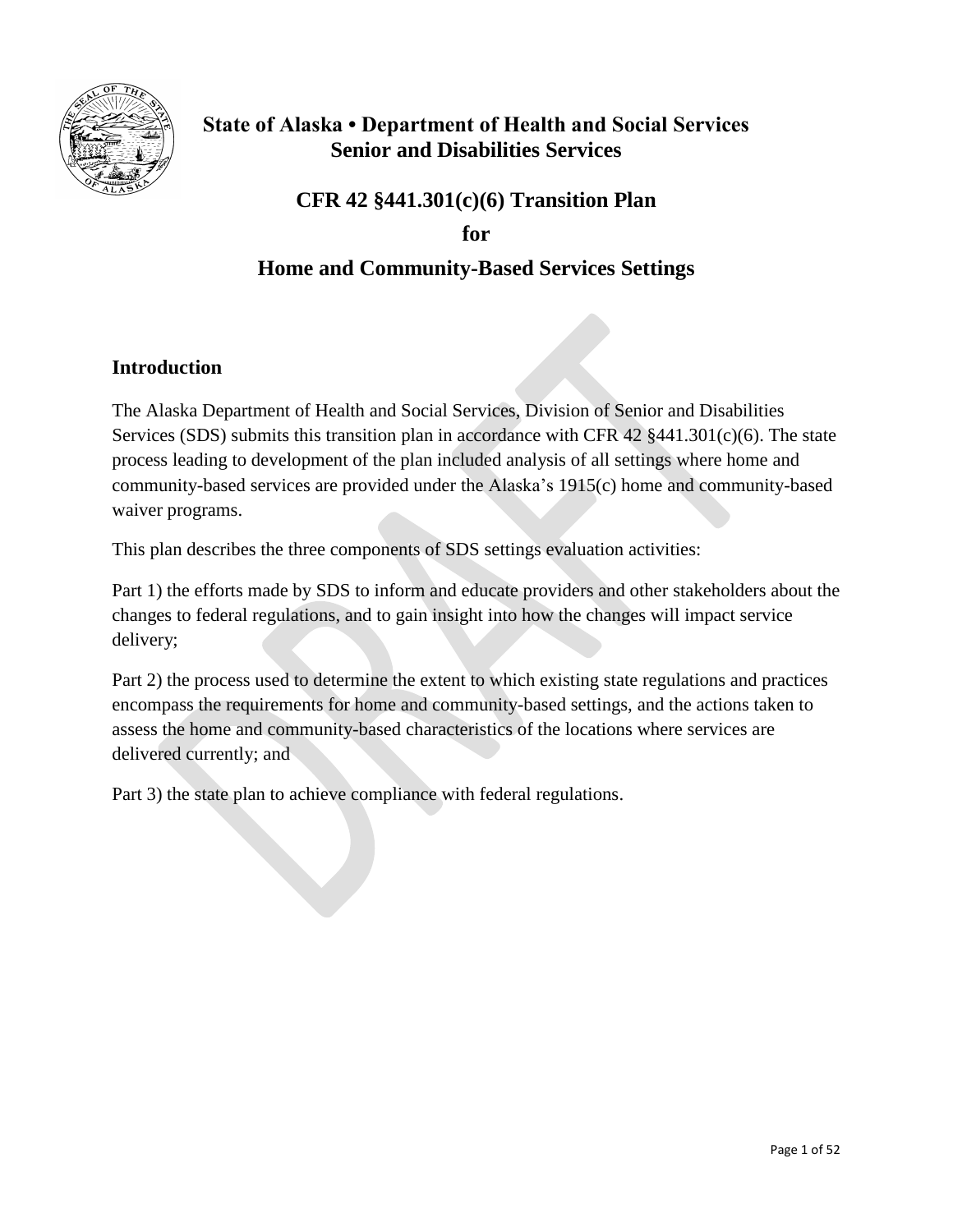# State of Alaska • Department of Health and Social Services
# Senior and Disabilities Services

## CFR 42 §441.301(c)(6) Transition Plan

## for

## Home and Community-Based Services Settings

### Introduction

The Alaska Department of Health and Social Services, Division of Senior and Disabilities Services (SDS) submits this transition plan in accordance with CFR 42 §441.301(c)(6). The state process leading to development of the plan included analysis of all settings where home and community-based services are provided under the Alaska's 1915(c) home and community-based waiver programs.

This plan describes the three components of SDS settings evaluation activities:

Part 1) the efforts made by SDS to inform and educate providers and other stakeholders about the changes to federal regulations, and to gain insight into how the changes will impact service delivery;

Part 2) the process used to determine the extent to which existing state regulations and practices encompass the requirements for home and community-based settings, and the actions taken to assess the home and community-based characteristics of the locations where services are delivered currently; and

Part 3) the state plan to achieve compliance with federal regulations.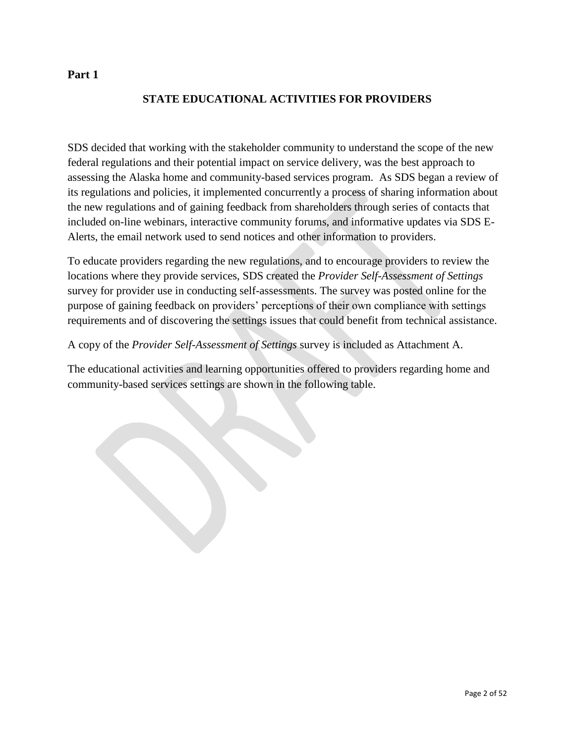**Part 1**

## STATE EDUCATIONAL ACTIVITIES FOR PROVIDERS

SDS decided that working with the stakeholder community to understand the scope of the new federal regulations and their potential impact on service delivery, was the best approach to assessing the Alaska home and community-based services program. As SDS began a review of its regulations and policies, it implemented concurrently a process of sharing information about the new regulations and of gaining feedback from shareholders through series of contacts that included on-line webinars, interactive community forums, and informative updates via SDS E-Alerts, the email network used to send notices and other information to providers.

To educate providers regarding the new regulations, and to encourage providers to review the locations where they provide services, SDS created the *Provider Self-Assessment of Settings* survey for provider use in conducting self-assessments. The survey was posted online for the purpose of gaining feedback on providers' perceptions of their own compliance with settings requirements and of discovering the settings issues that could benefit from technical assistance.

A copy of the *Provider Self-Assessment of Settings* survey is included as Attachment A.

The educational activities and learning opportunities offered to providers regarding home and community-based services settings are shown in the following table.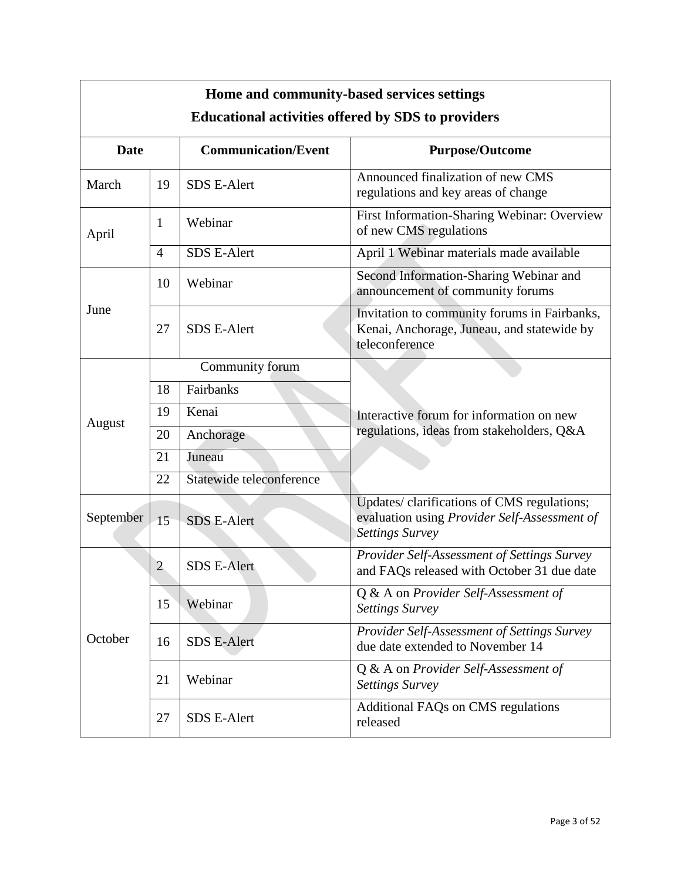**Home and community-based services settings**

**Educational activities offered by SDS to providers**

| Date | | Communication/Event | Purpose/Outcome |
|---|---|---|---|
| March | 19 | SDS E-Alert | Announced finalization of new CMS regulations and key areas of change |
| April | 1 | Webinar | First Information-Sharing Webinar: Overview of new CMS regulations |
| | 4 | SDS E-Alert | April 1 Webinar materials made available |
| June | 10 | Webinar | Second Information-Sharing Webinar and announcement of community forums |
| | 27 | SDS E-Alert | Invitation to community forums in Fairbanks, Kenai, Anchorage, Juneau, and statewide by teleconference |
| August | | Community forum | Interactive forum for information on new regulations, ideas from stakeholders, Q&A |
| | 18 | Fairbanks | |
| | 19 | Kenai | |
| | 20 | Anchorage | |
| | 21 | Juneau | |
| | 22 | Statewide teleconference | |
| September | 15 | SDS E-Alert | Updates/ clarifications of CMS regulations; evaluation using *Provider Self-Assessment of Settings Survey* |
| October | 2 | SDS E-Alert | *Provider Self-Assessment of Settings Survey* and FAQs released with October 31 due date |
| | 15 | Webinar | Q & A on *Provider Self-Assessment of Settings Survey* |
| | 16 | SDS E-Alert | *Provider Self-Assessment of Settings Survey* due date extended to November 14 |
| | 21 | Webinar | Q & A on *Provider Self-Assessment of Settings Survey* |
| | 27 | SDS E-Alert | Additional FAQs on CMS regulations released |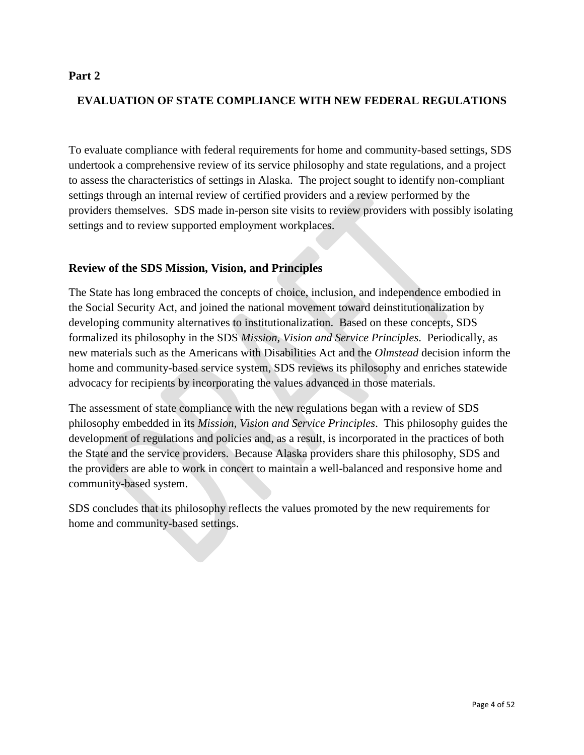**Part 2**

## EVALUATION OF STATE COMPLIANCE WITH NEW FEDERAL REGULATIONS

To evaluate compliance with federal requirements for home and community-based settings, SDS undertook a comprehensive review of its service philosophy and state regulations, and a project to assess the characteristics of settings in Alaska. The project sought to identify non-compliant settings through an internal review of certified providers and a review performed by the providers themselves. SDS made in-person site visits to review providers with possibly isolating settings and to review supported employment workplaces.

### Review of the SDS Mission, Vision, and Principles

The State has long embraced the concepts of choice, inclusion, and independence embodied in the Social Security Act, and joined the national movement toward deinstitutionalization by developing community alternatives to institutionalization. Based on these concepts, SDS formalized its philosophy in the SDS *Mission, Vision and Service Principles*. Periodically, as new materials such as the Americans with Disabilities Act and the *Olmstead* decision inform the home and community-based service system, SDS reviews its philosophy and enriches statewide advocacy for recipients by incorporating the values advanced in those materials.

The assessment of state compliance with the new regulations began with a review of SDS philosophy embedded in its *Mission, Vision and Service Principles*. This philosophy guides the development of regulations and policies and, as a result, is incorporated in the practices of both the State and the service providers. Because Alaska providers share this philosophy, SDS and the providers are able to work in concert to maintain a well-balanced and responsive home and community-based system.

SDS concludes that its philosophy reflects the values promoted by the new requirements for home and community-based settings.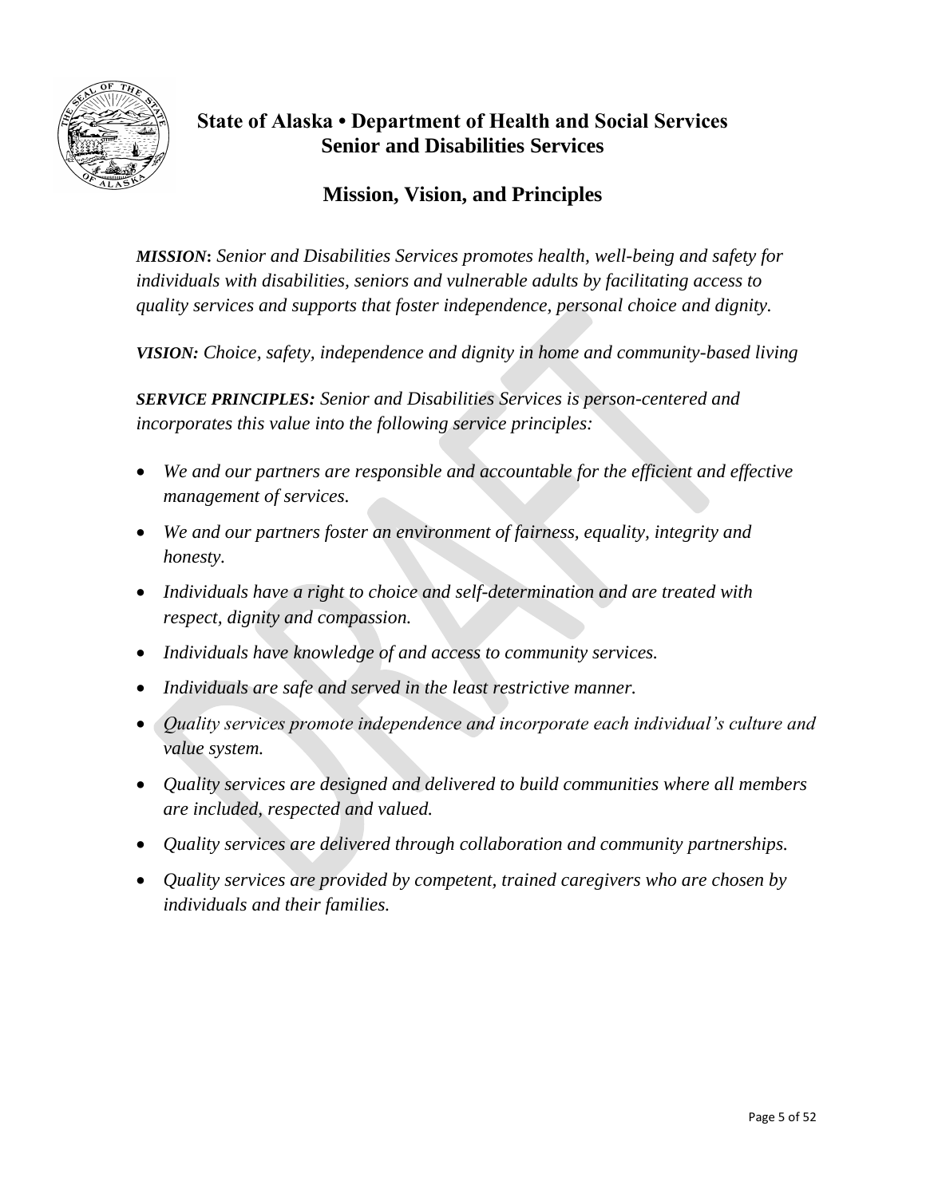## State of Alaska • Department of Health and Social Services
## Senior and Disabilities Services

# Mission, Vision, and Principles

***MISSION:*** *Senior and Disabilities Services promotes health, well-being and safety for individuals with disabilities, seniors and vulnerable adults by facilitating access to quality services and supports that foster independence, personal choice and dignity.*

***VISION:*** *Choice, safety, independence and dignity in home and community-based living*

***SERVICE PRINCIPLES:*** *Senior and Disabilities Services is person-centered and incorporates this value into the following service principles:*

- *We and our partners are responsible and accountable for the efficient and effective management of services.*
- *We and our partners foster an environment of fairness, equality, integrity and honesty.*
- *Individuals have a right to choice and self-determination and are treated with respect, dignity and compassion.*
- *Individuals have knowledge of and access to community services.*
- *Individuals are safe and served in the least restrictive manner.*
- *Quality services promote independence and incorporate each individual's culture and value system.*
- *Quality services are designed and delivered to build communities where all members are included, respected and valued.*
- *Quality services are delivered through collaboration and community partnerships.*
- *Quality services are provided by competent, trained caregivers who are chosen by individuals and their families.*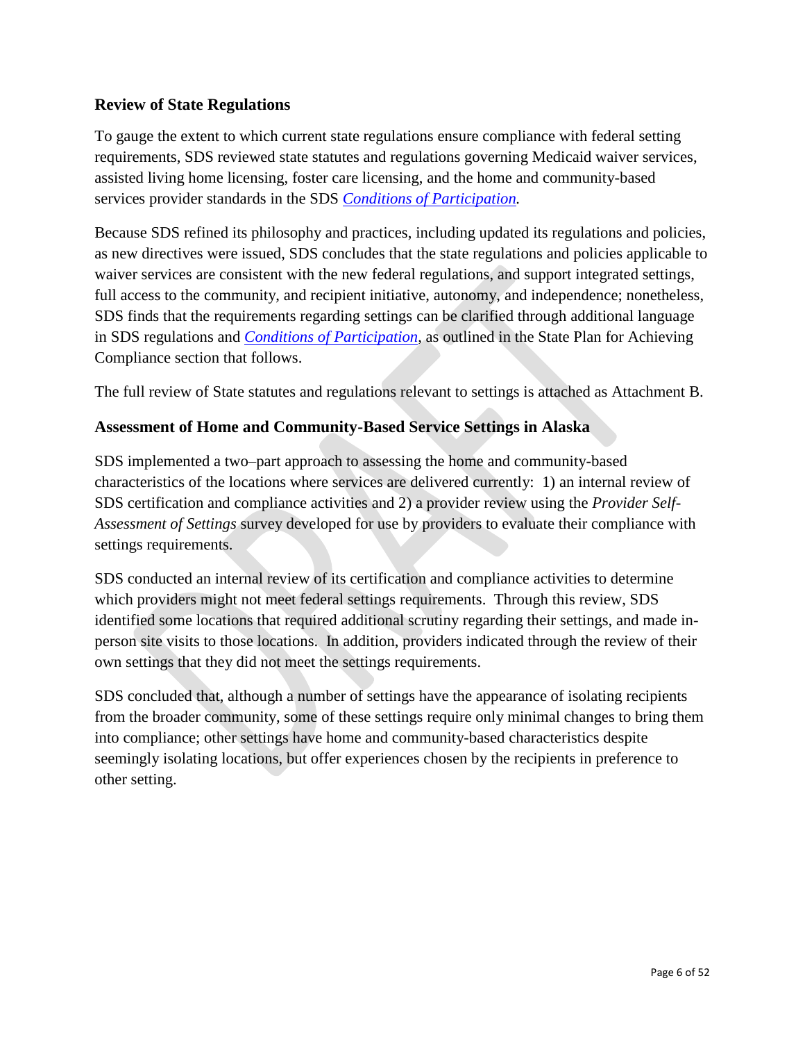### Review of State Regulations

To gauge the extent to which current state regulations ensure compliance with federal setting requirements, SDS reviewed state statutes and regulations governing Medicaid waiver services, assisted living home licensing, foster care licensing, and the home and community-based services provider standards in the SDS *Conditions of Participation.*

Because SDS refined its philosophy and practices, including updated its regulations and policies, as new directives were issued, SDS concludes that the state regulations and policies applicable to waiver services are consistent with the new federal regulations, and support integrated settings, full access to the community, and recipient initiative, autonomy, and independence; nonetheless, SDS finds that the requirements regarding settings can be clarified through additional language in SDS regulations and *Conditions of Participation*, as outlined in the State Plan for Achieving Compliance section that follows.

The full review of State statutes and regulations relevant to settings is attached as Attachment B.

### Assessment of Home and Community-Based Service Settings in Alaska

SDS implemented a two–part approach to assessing the home and community-based characteristics of the locations where services are delivered currently: 1) an internal review of SDS certification and compliance activities and 2) a provider review using the *Provider Self-Assessment of Settings* survey developed for use by providers to evaluate their compliance with settings requirements.

SDS conducted an internal review of its certification and compliance activities to determine which providers might not meet federal settings requirements. Through this review, SDS identified some locations that required additional scrutiny regarding their settings, and made in-person site visits to those locations. In addition, providers indicated through the review of their own settings that they did not meet the settings requirements.

SDS concluded that, although a number of settings have the appearance of isolating recipients from the broader community, some of these settings require only minimal changes to bring them into compliance; other settings have home and community-based characteristics despite seemingly isolating locations, but offer experiences chosen by the recipients in preference to other setting.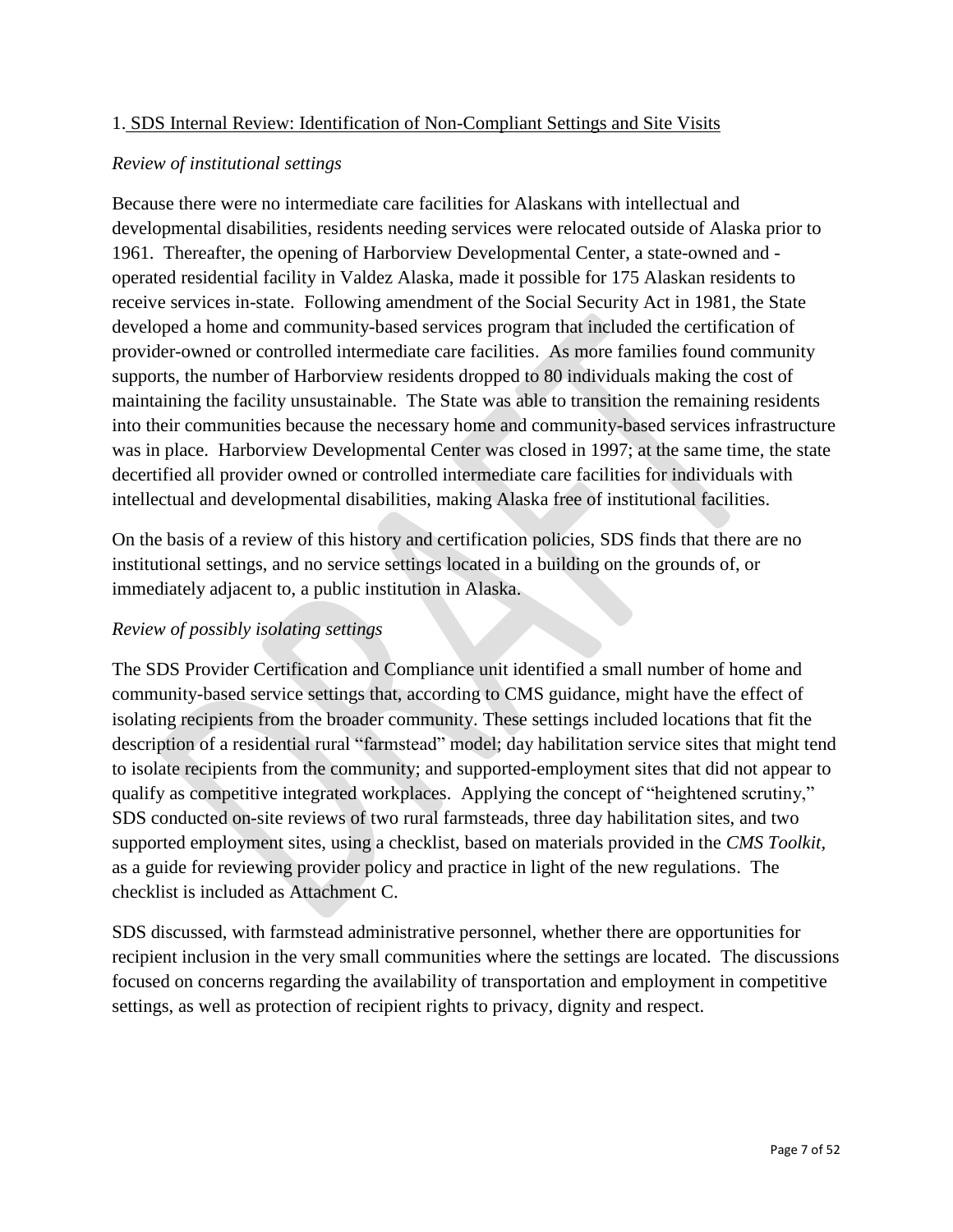1. SDS Internal Review: Identification of Non-Compliant Settings and Site Visits

*Review of institutional settings*

Because there were no intermediate care facilities for Alaskans with intellectual and developmental disabilities, residents needing services were relocated outside of Alaska prior to 1961. Thereafter, the opening of Harborview Developmental Center, a state-owned and -operated residential facility in Valdez Alaska, made it possible for 175 Alaskan residents to receive services in-state. Following amendment of the Social Security Act in 1981, the State developed a home and community-based services program that included the certification of provider-owned or controlled intermediate care facilities. As more families found community supports, the number of Harborview residents dropped to 80 individuals making the cost of maintaining the facility unsustainable. The State was able to transition the remaining residents into their communities because the necessary home and community-based services infrastructure was in place. Harborview Developmental Center was closed in 1997; at the same time, the state decertified all provider owned or controlled intermediate care facilities for individuals with intellectual and developmental disabilities, making Alaska free of institutional facilities.

On the basis of a review of this history and certification policies, SDS finds that there are no institutional settings, and no service settings located in a building on the grounds of, or immediately adjacent to, a public institution in Alaska.

*Review of possibly isolating settings*

The SDS Provider Certification and Compliance unit identified a small number of home and community-based service settings that, according to CMS guidance, might have the effect of isolating recipients from the broader community. These settings included locations that fit the description of a residential rural "farmstead" model; day habilitation service sites that might tend to isolate recipients from the community; and supported-employment sites that did not appear to qualify as competitive integrated workplaces. Applying the concept of "heightened scrutiny," SDS conducted on-site reviews of two rural farmsteads, three day habilitation sites, and two supported employment sites, using a checklist, based on materials provided in the *CMS Toolkit*, as a guide for reviewing provider policy and practice in light of the new regulations. The checklist is included as Attachment C.

SDS discussed, with farmstead administrative personnel, whether there are opportunities for recipient inclusion in the very small communities where the settings are located. The discussions focused on concerns regarding the availability of transportation and employment in competitive settings, as well as protection of recipient rights to privacy, dignity and respect.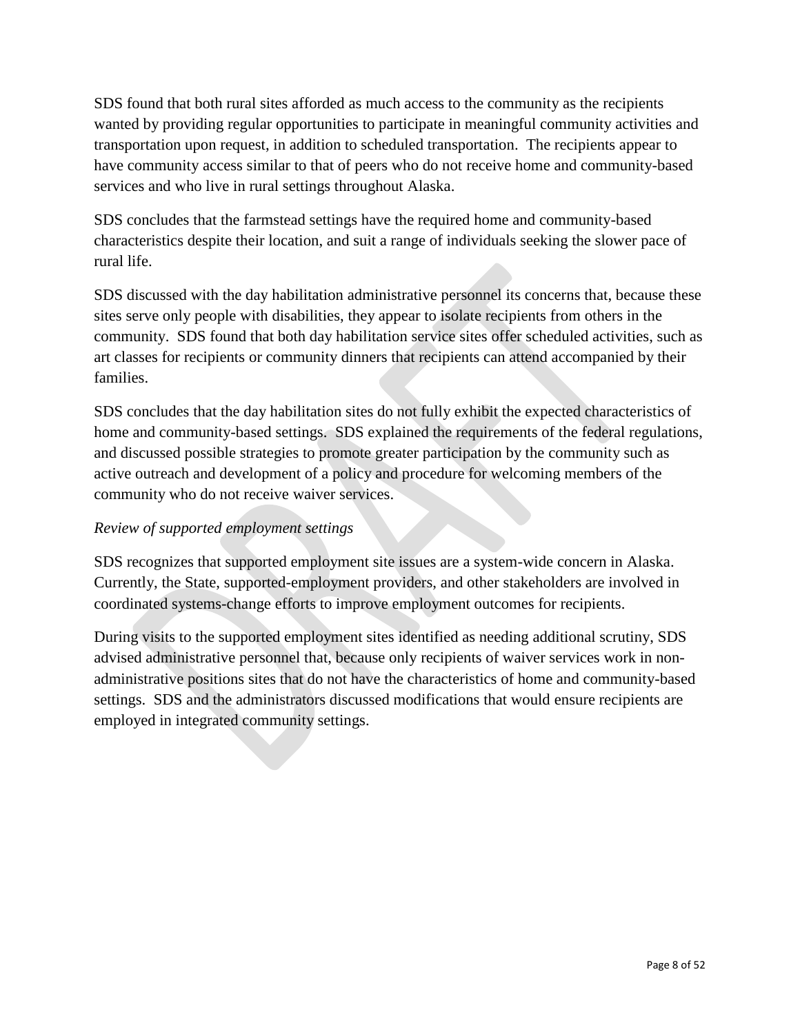SDS found that both rural sites afforded as much access to the community as the recipients wanted by providing regular opportunities to participate in meaningful community activities and transportation upon request, in addition to scheduled transportation. The recipients appear to have community access similar to that of peers who do not receive home and community-based services and who live in rural settings throughout Alaska.

SDS concludes that the farmstead settings have the required home and community-based characteristics despite their location, and suit a range of individuals seeking the slower pace of rural life.

SDS discussed with the day habilitation administrative personnel its concerns that, because these sites serve only people with disabilities, they appear to isolate recipients from others in the community. SDS found that both day habilitation service sites offer scheduled activities, such as art classes for recipients or community dinners that recipients can attend accompanied by their families.

SDS concludes that the day habilitation sites do not fully exhibit the expected characteristics of home and community-based settings. SDS explained the requirements of the federal regulations, and discussed possible strategies to promote greater participation by the community such as active outreach and development of a policy and procedure for welcoming members of the community who do not receive waiver services.

*Review of supported employment settings*

SDS recognizes that supported employment site issues are a system-wide concern in Alaska. Currently, the State, supported-employment providers, and other stakeholders are involved in coordinated systems-change efforts to improve employment outcomes for recipients.

During visits to the supported employment sites identified as needing additional scrutiny, SDS advised administrative personnel that, because only recipients of waiver services work in non-administrative positions sites that do not have the characteristics of home and community-based settings. SDS and the administrators discussed modifications that would ensure recipients are employed in integrated community settings.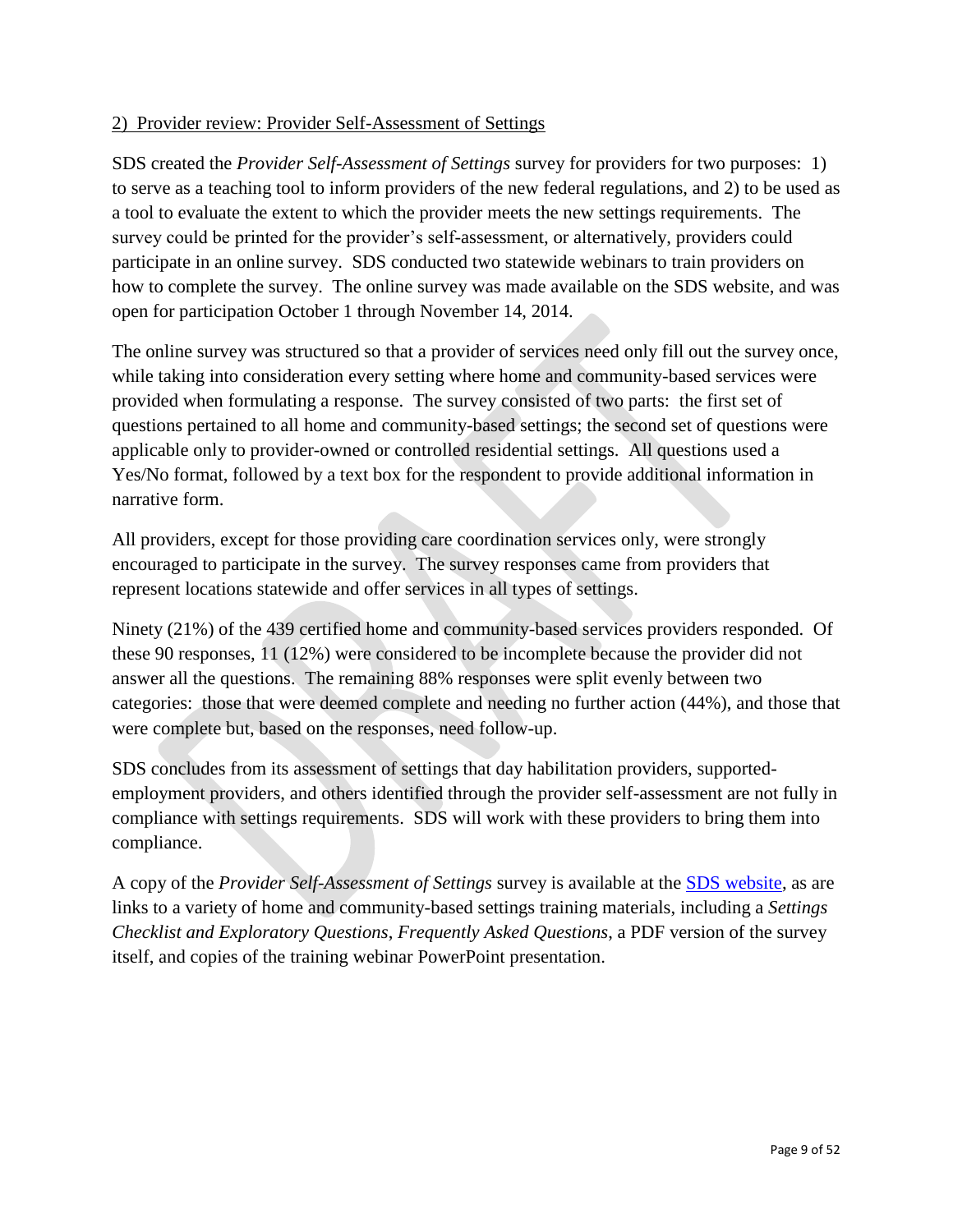2) Provider review: Provider Self-Assessment of Settings

SDS created the *Provider Self-Assessment of Settings* survey for providers for two purposes: 1) to serve as a teaching tool to inform providers of the new federal regulations, and 2) to be used as a tool to evaluate the extent to which the provider meets the new settings requirements. The survey could be printed for the provider's self-assessment, or alternatively, providers could participate in an online survey. SDS conducted two statewide webinars to train providers on how to complete the survey. The online survey was made available on the SDS website, and was open for participation October 1 through November 14, 2014.

The online survey was structured so that a provider of services need only fill out the survey once, while taking into consideration every setting where home and community-based services were provided when formulating a response. The survey consisted of two parts: the first set of questions pertained to all home and community-based settings; the second set of questions were applicable only to provider-owned or controlled residential settings. All questions used a Yes/No format, followed by a text box for the respondent to provide additional information in narrative form.

All providers, except for those providing care coordination services only, were strongly encouraged to participate in the survey. The survey responses came from providers that represent locations statewide and offer services in all types of settings.

Ninety (21%) of the 439 certified home and community-based services providers responded. Of these 90 responses, 11 (12%) were considered to be incomplete because the provider did not answer all the questions. The remaining 88% responses were split evenly between two categories: those that were deemed complete and needing no further action (44%), and those that were complete but, based on the responses, need follow-up.

SDS concludes from its assessment of settings that day habilitation providers, supported-employment providers, and others identified through the provider self-assessment are not fully in compliance with settings requirements. SDS will work with these providers to bring them into compliance.

A copy of the *Provider Self-Assessment of Settings* survey is available at the SDS website, as are links to a variety of home and community-based settings training materials, including a *Settings Checklist and Exploratory Questions*, *Frequently Asked Questions*, a PDF version of the survey itself, and copies of the training webinar PowerPoint presentation.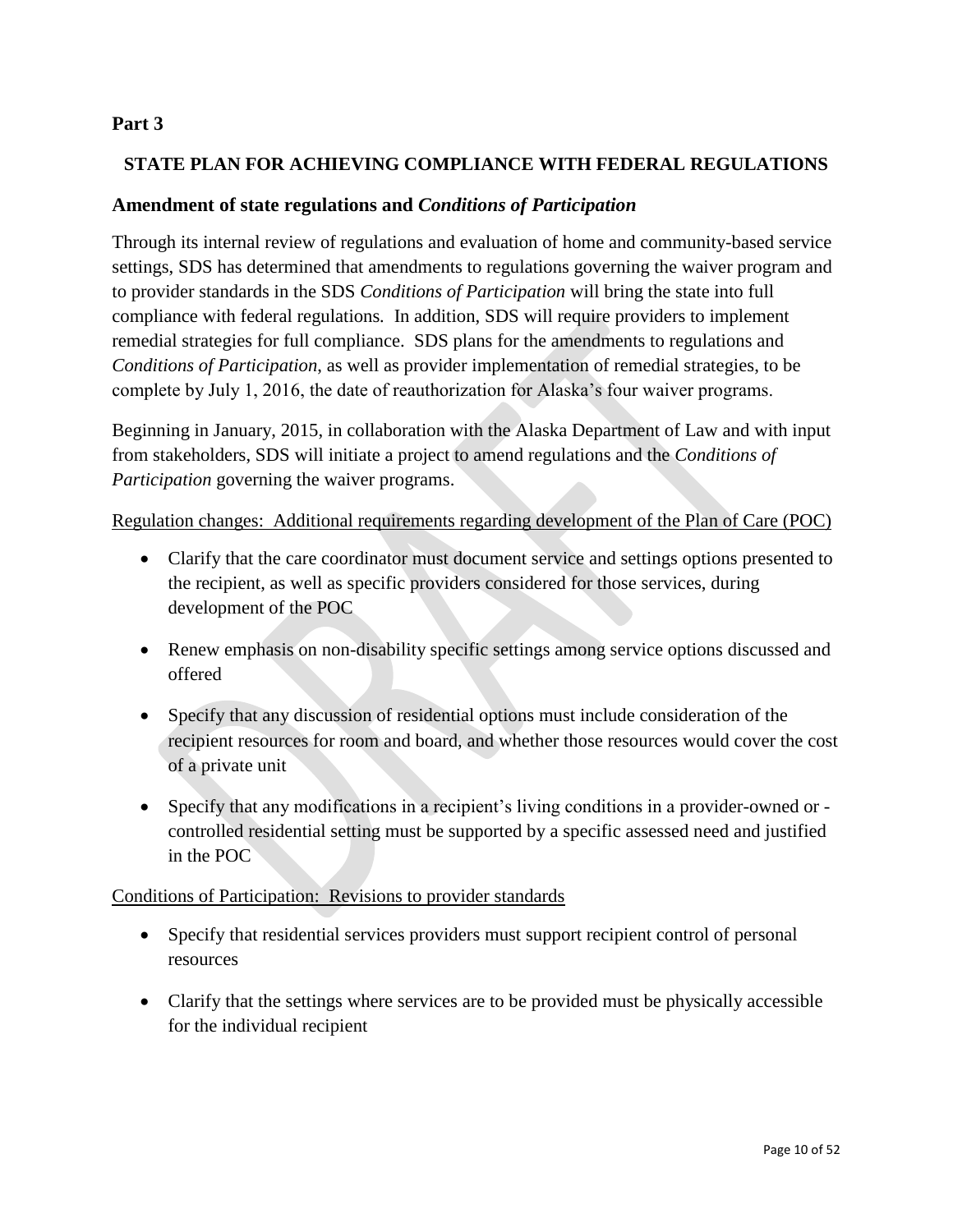**Part 3**

## STATE PLAN FOR ACHIEVING COMPLIANCE WITH FEDERAL REGULATIONS

### Amendment of state regulations and *Conditions of Participation*

Through its internal review of regulations and evaluation of home and community-based service settings, SDS has determined that amendments to regulations governing the waiver program and to provider standards in the SDS *Conditions of Participation* will bring the state into full compliance with federal regulations. In addition, SDS will require providers to implement remedial strategies for full compliance. SDS plans for the amendments to regulations and *Conditions of Participation*, as well as provider implementation of remedial strategies, to be complete by July 1, 2016, the date of reauthorization for Alaska's four waiver programs.

Beginning in January, 2015, in collaboration with the Alaska Department of Law and with input from stakeholders, SDS will initiate a project to amend regulations and the *Conditions of Participation* governing the waiver programs.

<u>Regulation changes: Additional requirements regarding development of the Plan of Care (POC)</u>

- Clarify that the care coordinator must document service and settings options presented to the recipient, as well as specific providers considered for those services, during development of the POC
- Renew emphasis on non-disability specific settings among service options discussed and offered
- Specify that any discussion of residential options must include consideration of the recipient resources for room and board, and whether those resources would cover the cost of a private unit
- Specify that any modifications in a recipient's living conditions in a provider-owned or -controlled residential setting must be supported by a specific assessed need and justified in the POC

<u>Conditions of Participation: Revisions to provider standards</u>

- Specify that residential services providers must support recipient control of personal resources
- Clarify that the settings where services are to be provided must be physically accessible for the individual recipient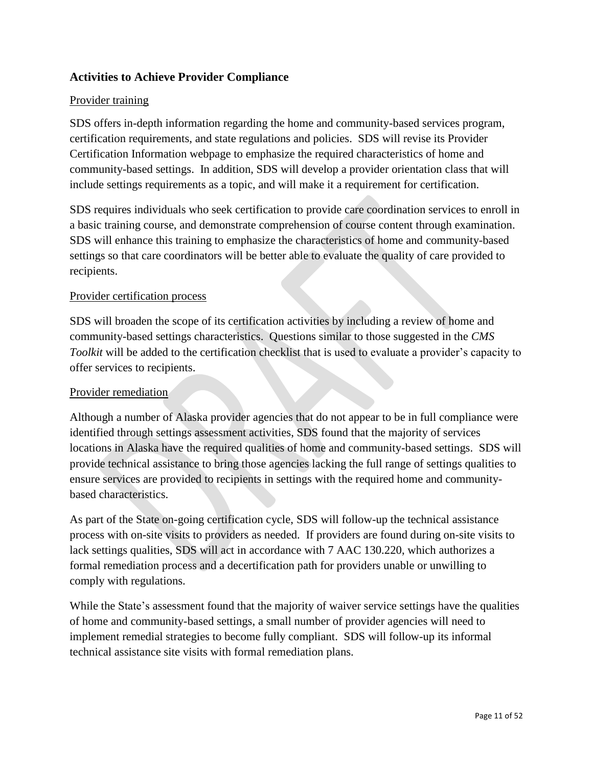## Activities to Achieve Provider Compliance

Provider training

SDS offers in-depth information regarding the home and community-based services program, certification requirements, and state regulations and policies. SDS will revise its Provider Certification Information webpage to emphasize the required characteristics of home and community-based settings. In addition, SDS will develop a provider orientation class that will include settings requirements as a topic, and will make it a requirement for certification.

SDS requires individuals who seek certification to provide care coordination services to enroll in a basic training course, and demonstrate comprehension of course content through examination. SDS will enhance this training to emphasize the characteristics of home and community-based settings so that care coordinators will be better able to evaluate the quality of care provided to recipients.

Provider certification process

SDS will broaden the scope of its certification activities by including a review of home and community-based settings characteristics. Questions similar to those suggested in the *CMS Toolkit* will be added to the certification checklist that is used to evaluate a provider's capacity to offer services to recipients.

Provider remediation

Although a number of Alaska provider agencies that do not appear to be in full compliance were identified through settings assessment activities, SDS found that the majority of services locations in Alaska have the required qualities of home and community-based settings. SDS will provide technical assistance to bring those agencies lacking the full range of settings qualities to ensure services are provided to recipients in settings with the required home and community-based characteristics.

As part of the State on-going certification cycle, SDS will follow-up the technical assistance process with on-site visits to providers as needed. If providers are found during on-site visits to lack settings qualities, SDS will act in accordance with 7 AAC 130.220, which authorizes a formal remediation process and a decertification path for providers unable or unwilling to comply with regulations.

While the State's assessment found that the majority of waiver service settings have the qualities of home and community-based settings, a small number of provider agencies will need to implement remedial strategies to become fully compliant. SDS will follow-up its informal technical assistance site visits with formal remediation plans.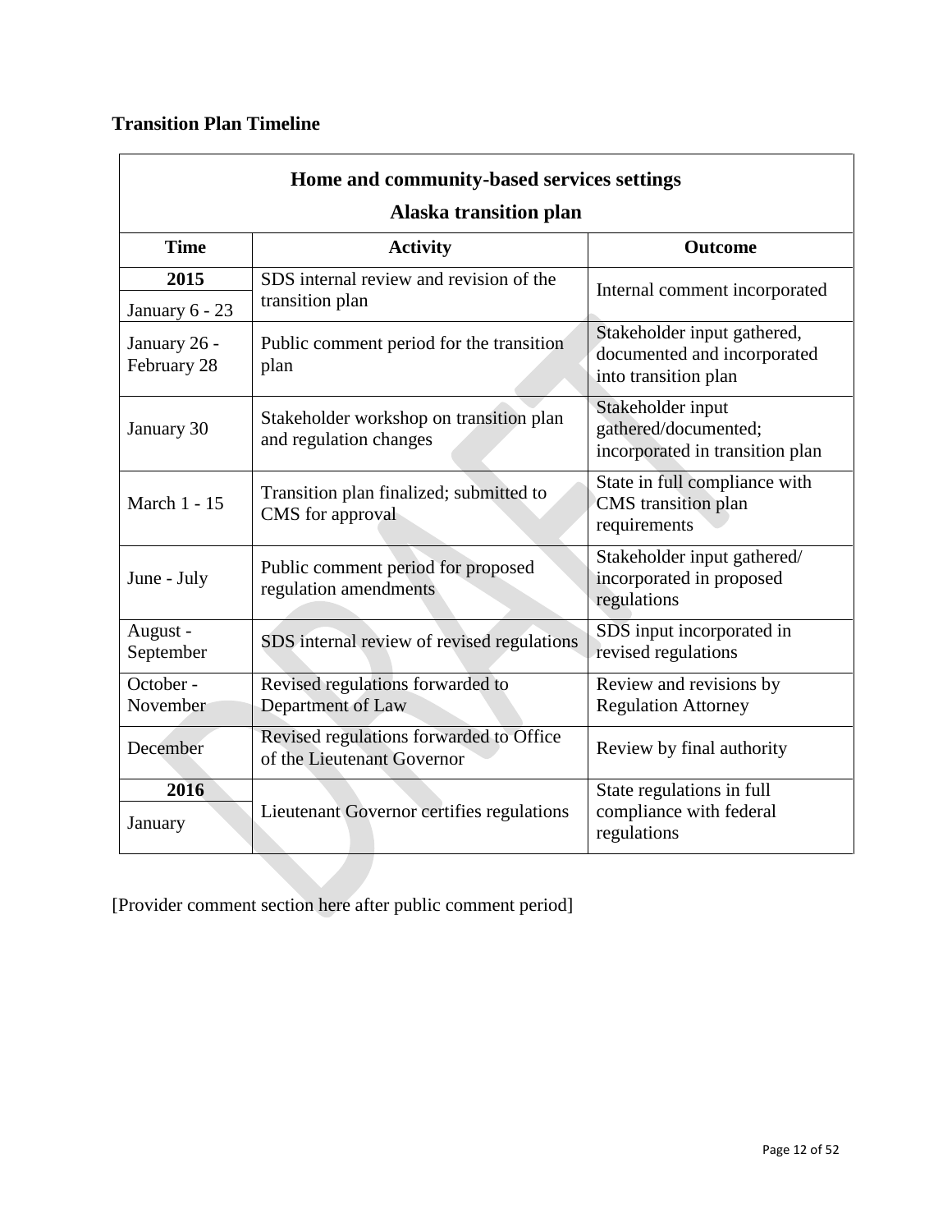## Transition Plan Timeline

| Home and community-based services settings<br>Alaska transition plan | | |
|---|---|---|
| **Time** | **Activity** | **Outcome** |
| **2015**<br>January 6 - 23 | SDS internal review and revision of the transition plan | Internal comment incorporated |
| January 26 - February 28 | Public comment period for the transition plan | Stakeholder input gathered, documented and incorporated into transition plan |
| January 30 | Stakeholder workshop on transition plan and regulation changes | Stakeholder input gathered/documented; incorporated in transition plan |
| March 1 - 15 | Transition plan finalized; submitted to CMS for approval | State in full compliance with CMS transition plan requirements |
| June - July | Public comment period for proposed regulation amendments | Stakeholder input gathered/ incorporated in proposed regulations |
| August - September | SDS internal review of revised regulations | SDS input incorporated in revised regulations |
| October - November | Revised regulations forwarded to Department of Law | Review and revisions by Regulation Attorney |
| December | Revised regulations forwarded to Office of the Lieutenant Governor | Review by final authority |
| **2016**<br>January | Lieutenant Governor certifies regulations | State regulations in full compliance with federal regulations |

[Provider comment section here after public comment period]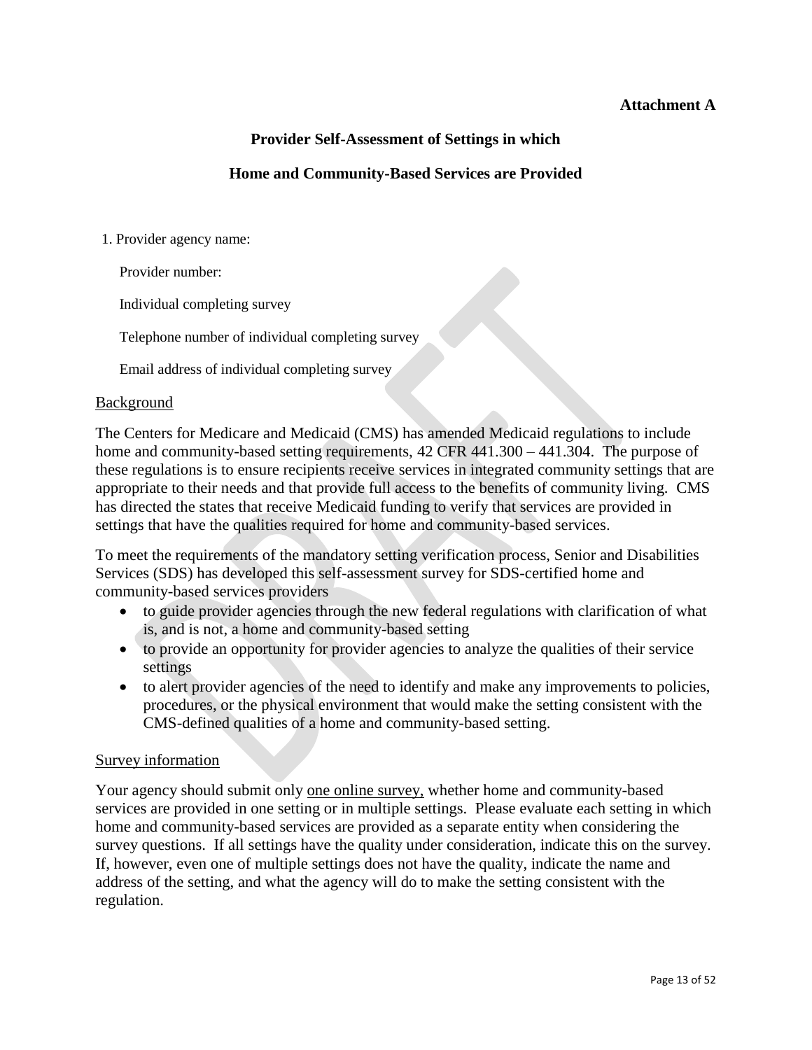**Attachment A**

## Provider Self-Assessment of Settings in which

## Home and Community-Based Services are Provided

1. Provider agency name:

   Provider number:

   Individual completing survey

   Telephone number of individual completing survey

   Email address of individual completing survey

<u>Background</u>

The Centers for Medicare and Medicaid (CMS) has amended Medicaid regulations to include home and community-based setting requirements, 42 CFR 441.300 – 441.304. The purpose of these regulations is to ensure recipients receive services in integrated community settings that are appropriate to their needs and that provide full access to the benefits of community living. CMS has directed the states that receive Medicaid funding to verify that services are provided in settings that have the qualities required for home and community-based services.

To meet the requirements of the mandatory setting verification process, Senior and Disabilities Services (SDS) has developed this self-assessment survey for SDS-certified home and community-based services providers

- to guide provider agencies through the new federal regulations with clarification of what is, and is not, a home and community-based setting
- to provide an opportunity for provider agencies to analyze the qualities of their service settings
- to alert provider agencies of the need to identify and make any improvements to policies, procedures, or the physical environment that would make the setting consistent with the CMS-defined qualities of a home and community-based setting.

<u>Survey information</u>

Your agency should submit only <u>one online survey,</u> whether home and community-based services are provided in one setting or in multiple settings. Please evaluate each setting in which home and community-based services are provided as a separate entity when considering the survey questions. If all settings have the quality under consideration, indicate this on the survey. If, however, even one of multiple settings does not have the quality, indicate the name and address of the setting, and what the agency will do to make the setting consistent with the regulation.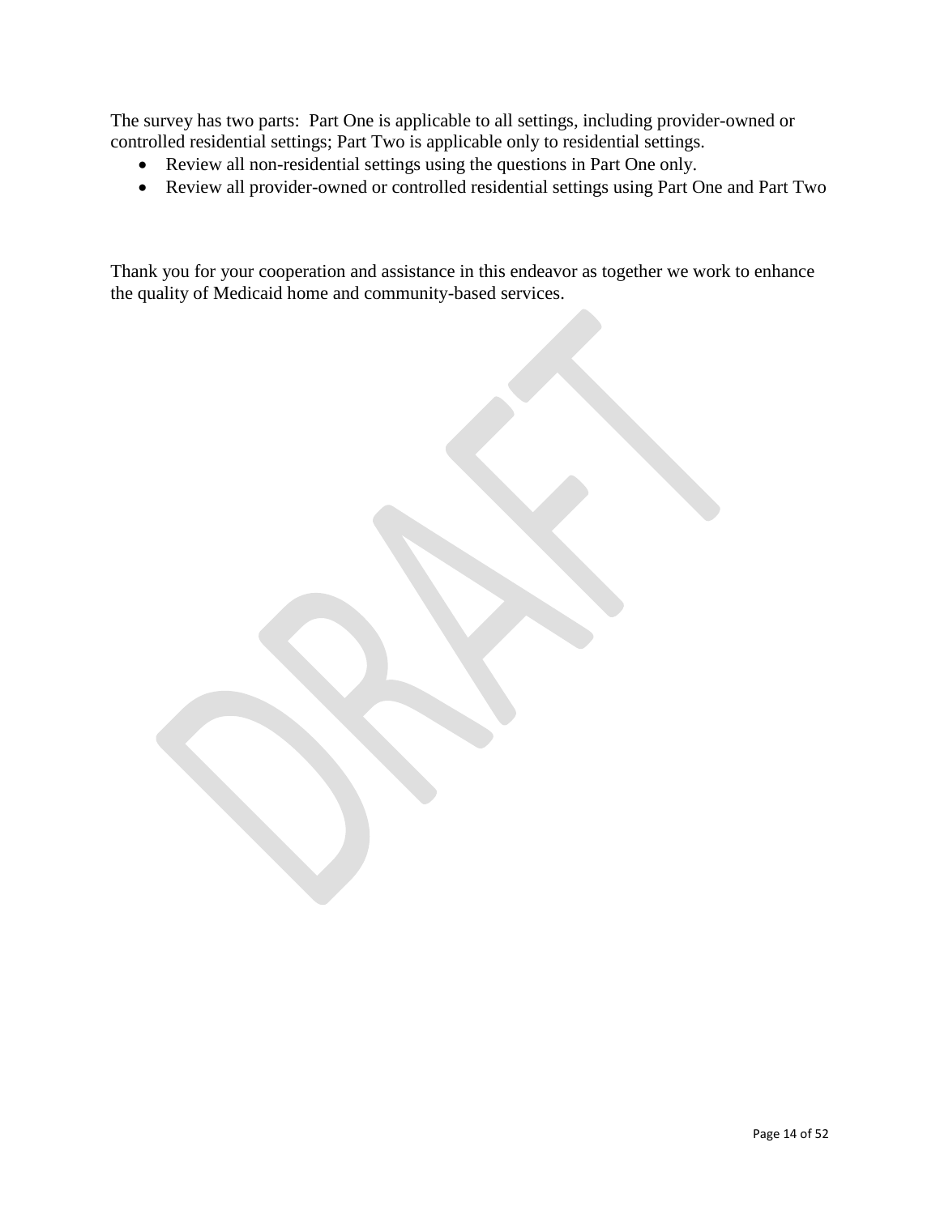The survey has two parts: Part One is applicable to all settings, including provider-owned or controlled residential settings; Part Two is applicable only to residential settings.

- Review all non-residential settings using the questions in Part One only.
- Review all provider-owned or controlled residential settings using Part One and Part Two

Thank you for your cooperation and assistance in this endeavor as together we work to enhance the quality of Medicaid home and community-based services.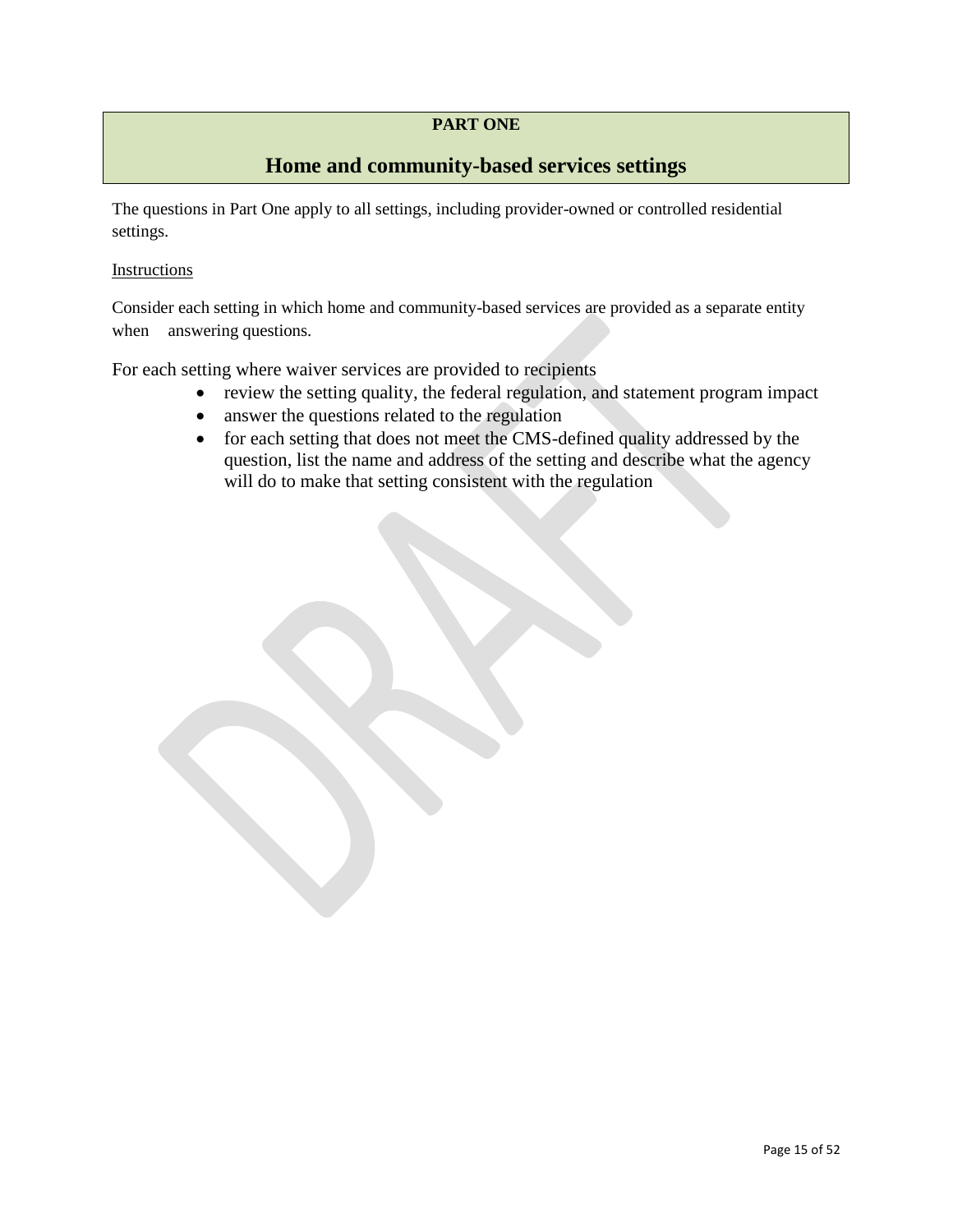**PART ONE**

# Home and community-based services settings

The questions in Part One apply to all settings, including provider-owned or controlled residential settings.

Instructions

Consider each setting in which home and community-based services are provided as a separate entity when answering questions.

For each setting where waiver services are provided to recipients

- review the setting quality, the federal regulation, and statement program impact
- answer the questions related to the regulation
- for each setting that does not meet the CMS-defined quality addressed by the question, list the name and address of the setting and describe what the agency will do to make that setting consistent with the regulation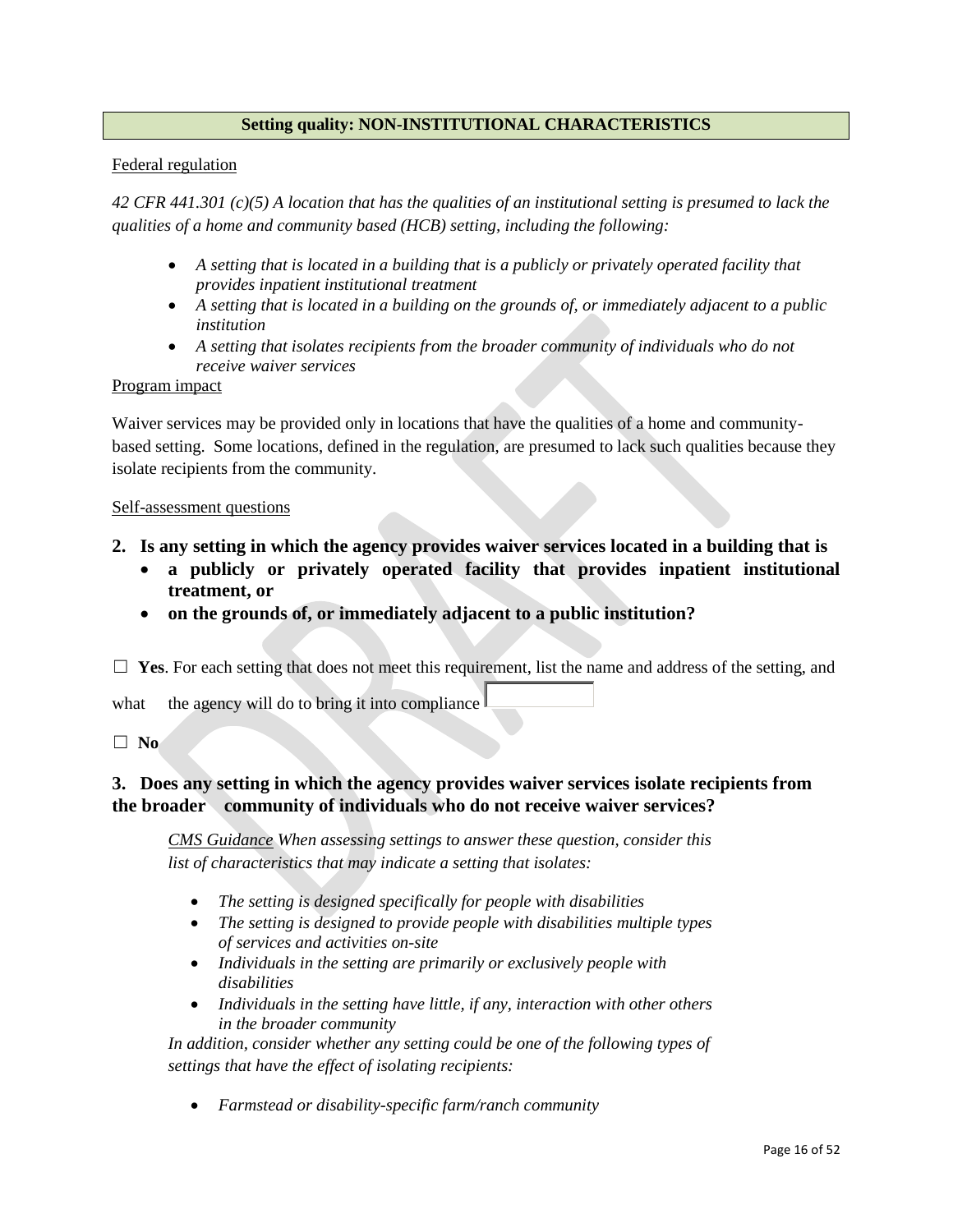## Setting quality: NON-INSTITUTIONAL CHARACTERISTICS

Federal regulation

*42 CFR 441.301 (c)(5) A location that has the qualities of an institutional setting is presumed to lack the qualities of a home and community based (HCB) setting, including the following:*

- *A setting that is located in a building that is a publicly or privately operated facility that provides inpatient institutional treatment*
- *A setting that is located in a building on the grounds of, or immediately adjacent to a public institution*
- *A setting that isolates recipients from the broader community of individuals who do not receive waiver services*

Program impact

Waiver services may be provided only in locations that have the qualities of a home and community-based setting. Some locations, defined in the regulation, are presumed to lack such qualities because they isolate recipients from the community.

Self-assessment questions

**2. Is any setting in which the agency provides waiver services located in a building that is**

- **a publicly or privately operated facility that provides inpatient institutional treatment, or**
- **on the grounds of, or immediately adjacent to a public institution?**

☐ **Yes**. For each setting that does not meet this requirement, list the name and address of the setting, and what the agency will do to bring it into compliance

☐ **No**

**3. Does any setting in which the agency provides waiver services isolate recipients from the broader community of individuals who do not receive waiver services?**

*CMS Guidance When assessing settings to answer these question, consider this list of characteristics that may indicate a setting that isolates:*

- *The setting is designed specifically for people with disabilities*
- *The setting is designed to provide people with disabilities multiple types of services and activities on-site*
- *Individuals in the setting are primarily or exclusively people with disabilities*
- *Individuals in the setting have little, if any, interaction with other others in the broader community*

*In addition, consider whether any setting could be one of the following types of settings that have the effect of isolating recipients:*

- *Farmstead or disability-specific farm/ranch community*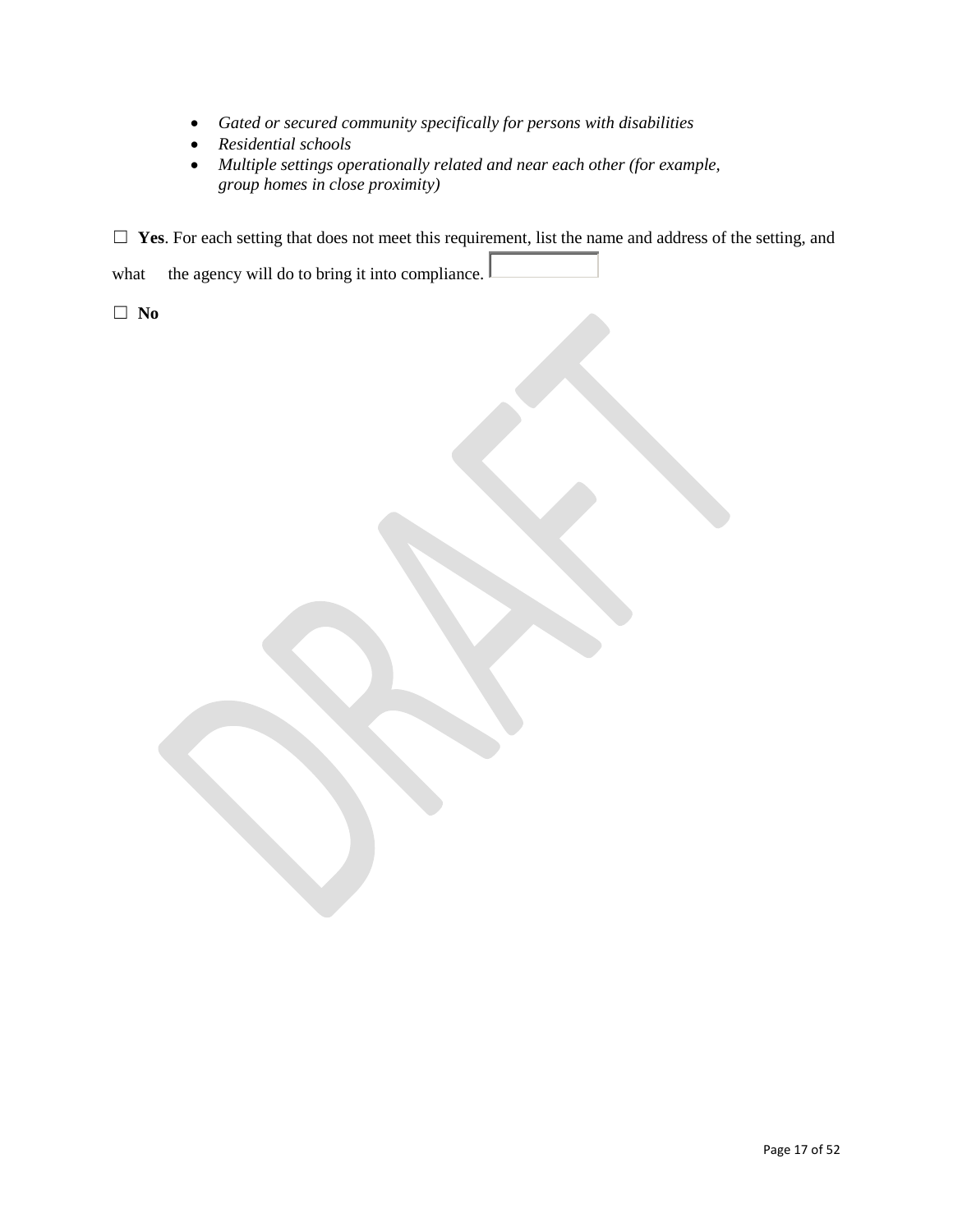- *Gated or secured community specifically for persons with disabilities*
- *Residential schools*
- *Multiple settings operationally related and near each other (for example, group homes in close proximity)*

☐ **Yes**. For each setting that does not meet this requirement, list the name and address of the setting, and what the agency will do to bring it into compliance.

☐ **No**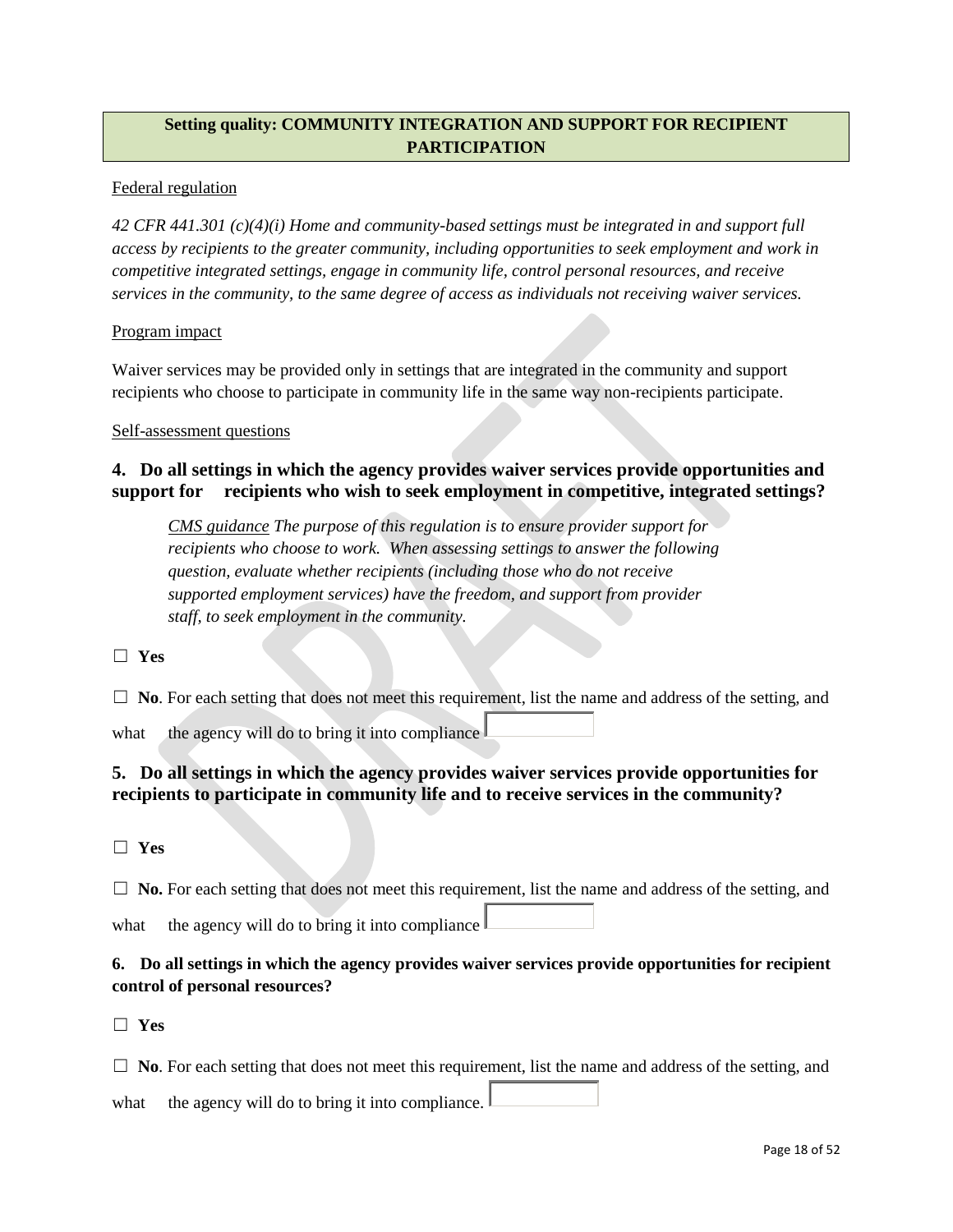## Setting quality: COMMUNITY INTEGRATION AND SUPPORT FOR RECIPIENT PARTICIPATION

Federal regulation

*42 CFR 441.301 (c)(4)(i) Home and community-based settings must be integrated in and support full access by recipients to the greater community, including opportunities to seek employment and work in competitive integrated settings, engage in community life, control personal resources, and receive services in the community, to the same degree of access as individuals not receiving waiver services.*

Program impact

Waiver services may be provided only in settings that are integrated in the community and support recipients who choose to participate in community life in the same way non-recipients participate.

Self-assessment questions

### 4. Do all settings in which the agency provides waiver services provide opportunities and support for recipients who wish to seek employment in competitive, integrated settings?

> *CMS guidance The purpose of this regulation is to ensure provider support for recipients who choose to work. When assessing settings to answer the following question, evaluate whether recipients (including those who do not receive supported employment services) have the freedom, and support from provider staff, to seek employment in the community.*

☐ **Yes**

☐ **No**. For each setting that does not meet this requirement, list the name and address of the setting, and what the agency will do to bring it into compliance

### 5. Do all settings in which the agency provides waiver services provide opportunities for recipients to participate in community life and to receive services in the community?

☐ **Yes**

☐ **No.** For each setting that does not meet this requirement, list the name and address of the setting, and what the agency will do to bring it into compliance

### 6. Do all settings in which the agency provides waiver services provide opportunities for recipient control of personal resources?

☐ **Yes**

☐ **No**. For each setting that does not meet this requirement, list the name and address of the setting, and what the agency will do to bring it into compliance.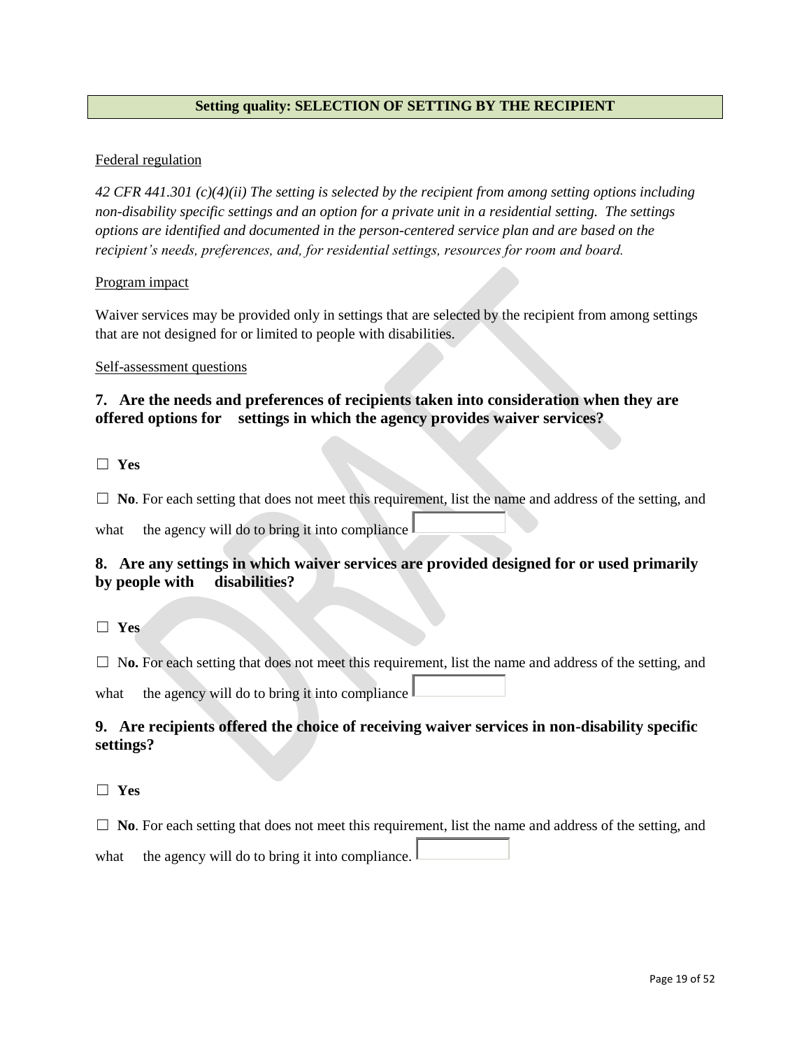**Setting quality: SELECTION OF SETTING BY THE RECIPIENT**

Federal regulation

*42 CFR 441.301 (c)(4)(ii) The setting is selected by the recipient from among setting options including non-disability specific settings and an option for a private unit in a residential setting. The settings options are identified and documented in the person-centered service plan and are based on the recipient's needs, preferences, and, for residential settings, resources for room and board.*

Program impact

Waiver services may be provided only in settings that are selected by the recipient from among settings that are not designed for or limited to people with disabilities.

Self-assessment questions

### 7. Are the needs and preferences of recipients taken into consideration when they are offered options for settings in which the agency provides waiver services?

☐ **Yes**

☐ **No**. For each setting that does not meet this requirement, list the name and address of the setting, and what the agency will do to bring it into compliance

### 8. Are any settings in which waiver services are provided designed for or used primarily by people with disabilities?

☐ **Yes**

☐ N**o.** For each setting that does not meet this requirement, list the name and address of the setting, and what the agency will do to bring it into compliance

### 9. Are recipients offered the choice of receiving waiver services in non-disability specific settings?

☐ **Yes**

☐ **No**. For each setting that does not meet this requirement, list the name and address of the setting, and what the agency will do to bring it into compliance.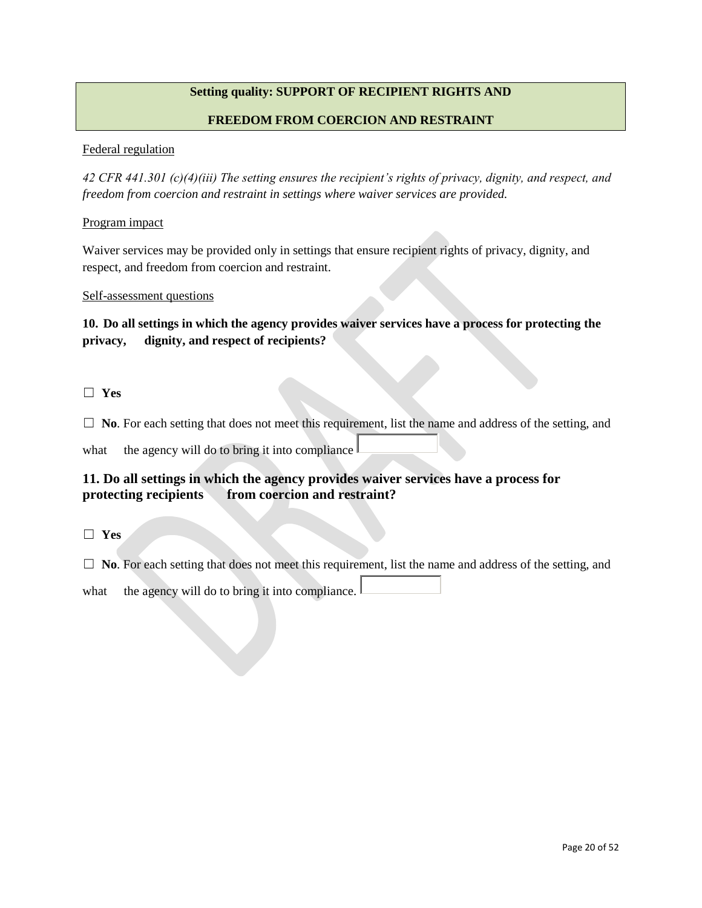## Setting quality: SUPPORT OF RECIPIENT RIGHTS AND FREEDOM FROM COERCION AND RESTRAINT

Federal regulation

*42 CFR 441.301 (c)(4)(iii) The setting ensures the recipient's rights of privacy, dignity, and respect, and freedom from coercion and restraint in settings where waiver services are provided.*

Program impact

Waiver services may be provided only in settings that ensure recipient rights of privacy, dignity, and respect, and freedom from coercion and restraint.

Self-assessment questions

**10. Do all settings in which the agency provides waiver services have a process for protecting the privacy, dignity, and respect of recipients?**

☐ **Yes**

☐ **No**. For each setting that does not meet this requirement, list the name and address of the setting, and what the agency will do to bring it into compliance

**11. Do all settings in which the agency provides waiver services have a process for protecting recipients from coercion and restraint?**

☐ **Yes**

☐ **No**. For each setting that does not meet this requirement, list the name and address of the setting, and what the agency will do to bring it into compliance.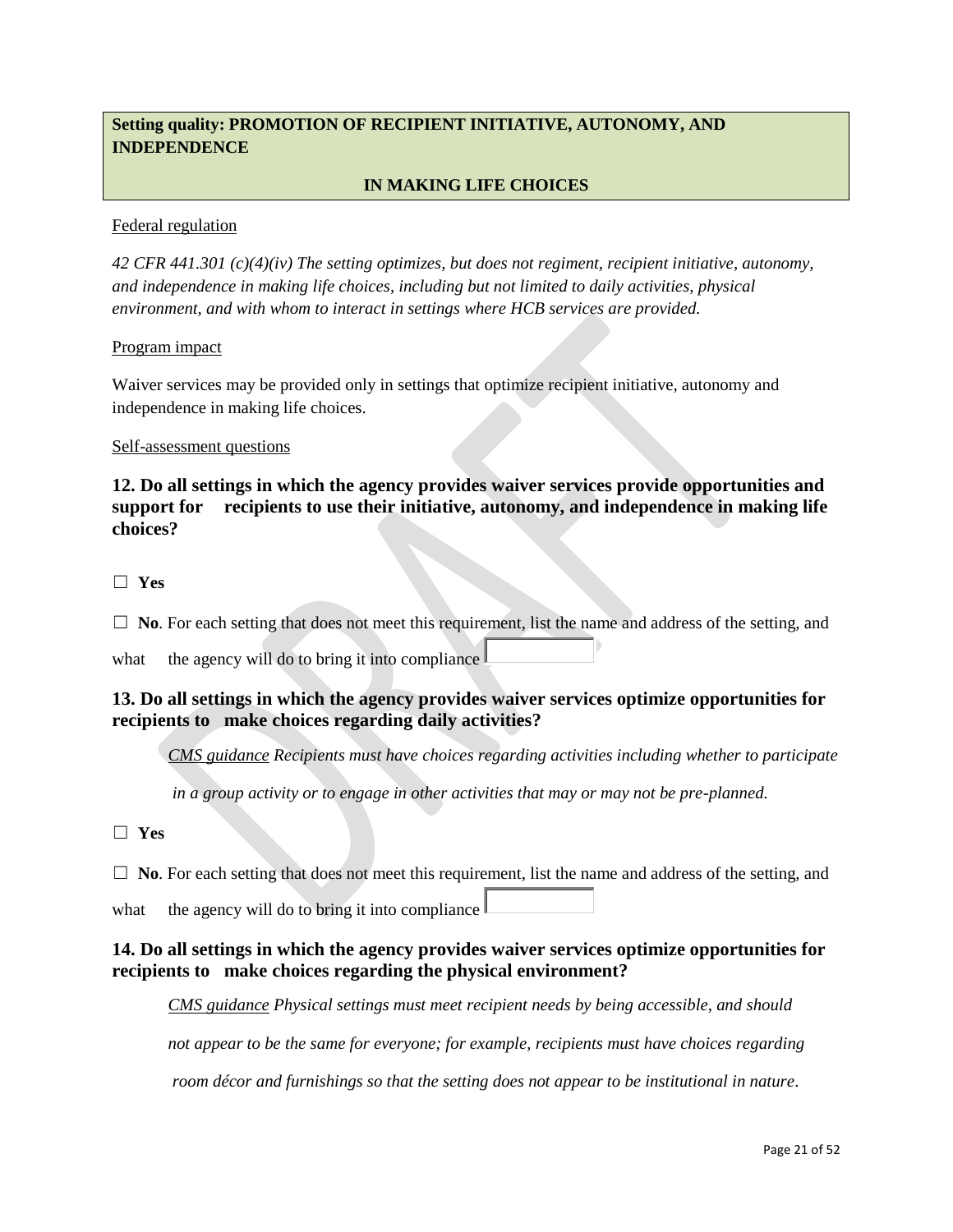**Setting quality: PROMOTION OF RECIPIENT INITIATIVE, AUTONOMY, AND INDEPENDENCE**

**IN MAKING LIFE CHOICES**

Federal regulation

*42 CFR 441.301 (c)(4)(iv) The setting optimizes, but does not regiment, recipient initiative, autonomy, and independence in making life choices, including but not limited to daily activities, physical environment, and with whom to interact in settings where HCB services are provided.*

Program impact

Waiver services may be provided only in settings that optimize recipient initiative, autonomy and independence in making life choices.

Self-assessment questions

### 12. Do all settings in which the agency provides waiver services provide opportunities and support for recipients to use their initiative, autonomy, and independence in making life choices?

☐ **Yes**

☐ **No**. For each setting that does not meet this requirement, list the name and address of the setting, and what the agency will do to bring it into compliance

### 13. Do all settings in which the agency provides waiver services optimize opportunities for recipients to make choices regarding daily activities?

*CMS guidance Recipients must have choices regarding activities including whether to participate in a group activity or to engage in other activities that may or may not be pre-planned.*

☐ **Yes**

☐ **No**. For each setting that does not meet this requirement, list the name and address of the setting, and what the agency will do to bring it into compliance

### 14. Do all settings in which the agency provides waiver services optimize opportunities for recipients to make choices regarding the physical environment?

*CMS guidance Physical settings must meet recipient needs by being accessible, and should not appear to be the same for everyone; for example, recipients must have choices regarding room décor and furnishings so that the setting does not appear to be institutional in nature.*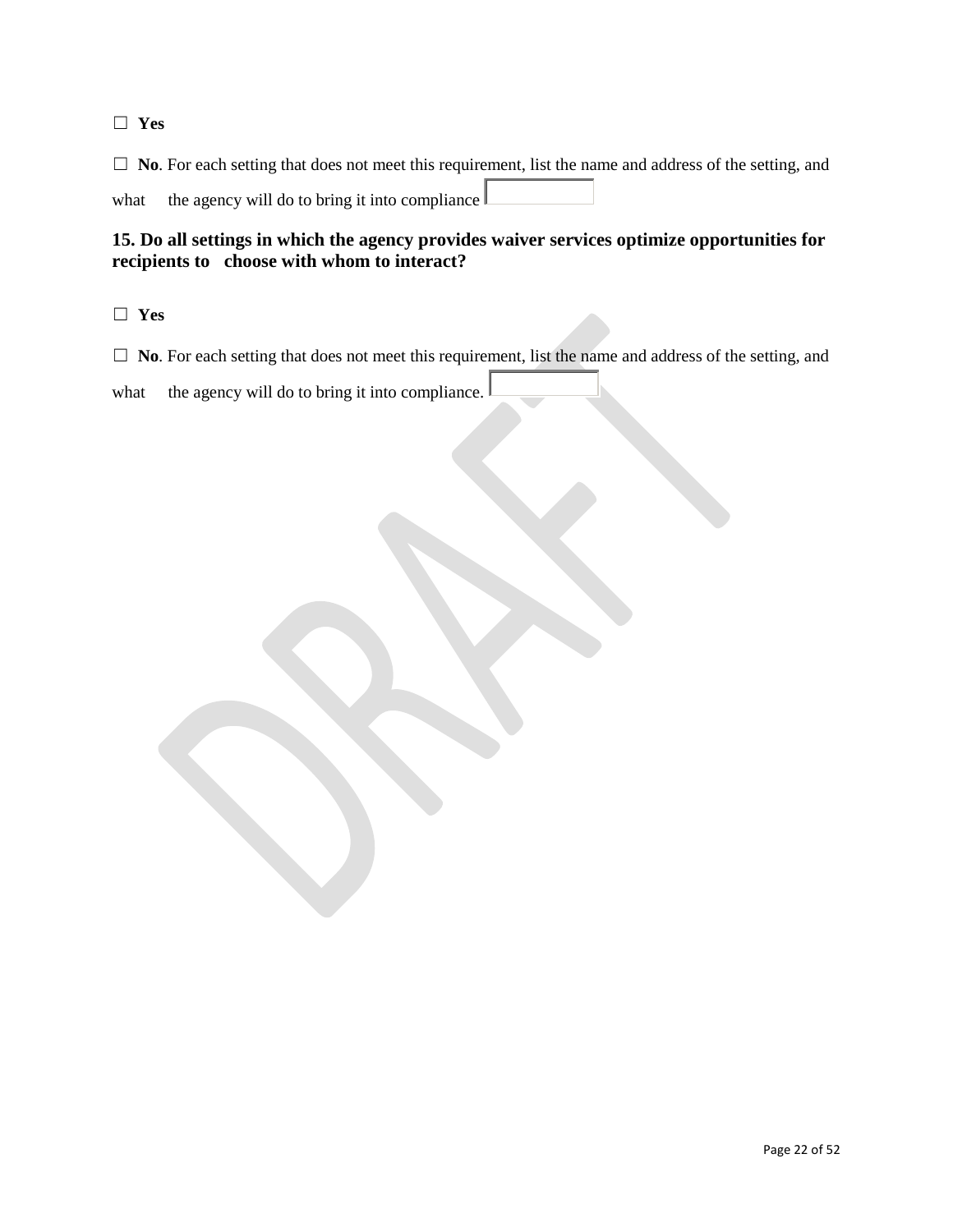☐ **Yes**

☐ **No**. For each setting that does not meet this requirement, list the name and address of the setting, and what the agency will do to bring it into compliance

**15. Do all settings in which the agency provides waiver services optimize opportunities for recipients to choose with whom to interact?**

☐ **Yes**

☐ **No**. For each setting that does not meet this requirement, list the name and address of the setting, and what the agency will do to bring it into compliance.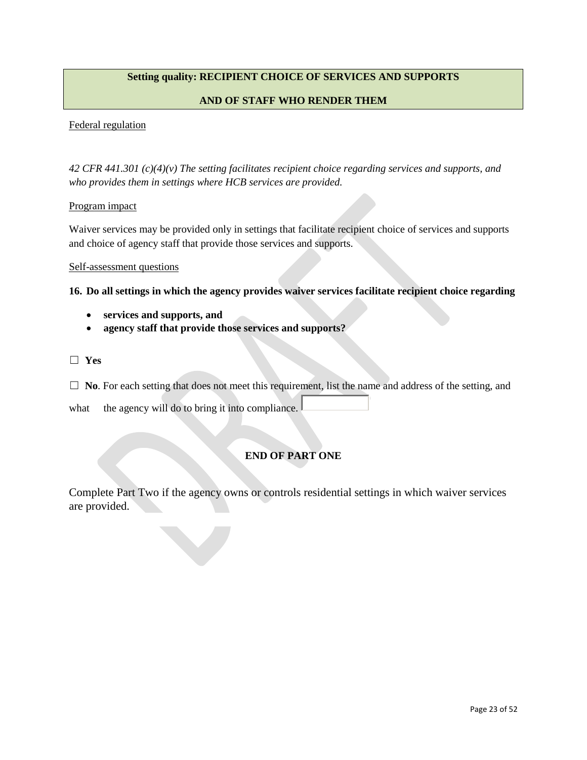## Setting quality: RECIPIENT CHOICE OF SERVICES AND SUPPORTS AND OF STAFF WHO RENDER THEM

Federal regulation

*42 CFR 441.301 (c)(4)(v) The setting facilitates recipient choice regarding services and supports, and who provides them in settings where HCB services are provided.*

Program impact

Waiver services may be provided only in settings that facilitate recipient choice of services and supports and choice of agency staff that provide those services and supports.

Self-assessment questions

**16. Do all settings in which the agency provides waiver services facilitate recipient choice regarding**

- **services and supports, and**
- **agency staff that provide those services and supports?**

☐ **Yes**

☐ **No**. For each setting that does not meet this requirement, list the name and address of the setting, and what the agency will do to bring it into compliance.

**END OF PART ONE**

Complete Part Two if the agency owns or controls residential settings in which waiver services are provided.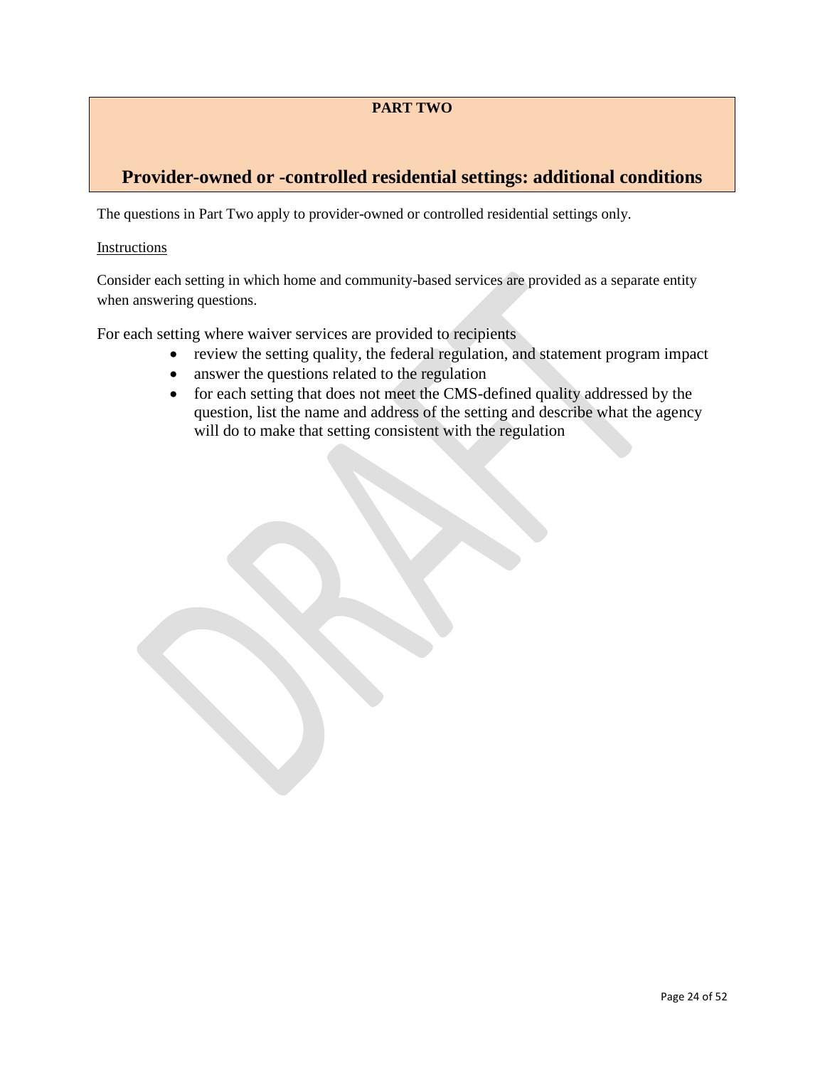**PART TWO**

## Provider-owned or -controlled residential settings: additional conditions

The questions in Part Two apply to provider-owned or controlled residential settings only.

Instructions

Consider each setting in which home and community-based services are provided as a separate entity when answering questions.

For each setting where waiver services are provided to recipients

- review the setting quality, the federal regulation, and statement program impact
- answer the questions related to the regulation
- for each setting that does not meet the CMS-defined quality addressed by the question, list the name and address of the setting and describe what the agency will do to make that setting consistent with the regulation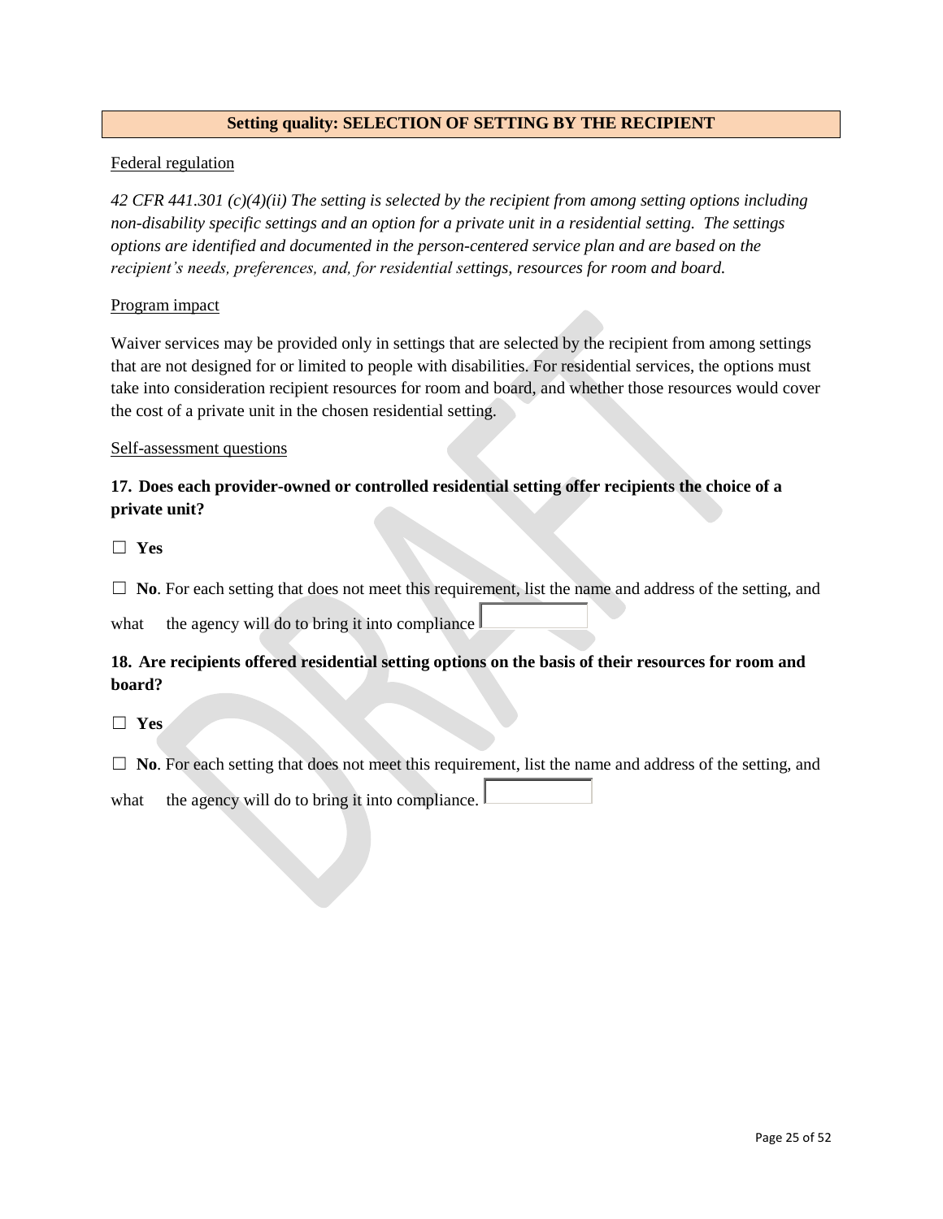## Setting quality: SELECTION OF SETTING BY THE RECIPIENT

Federal regulation

*42 CFR 441.301 (c)(4)(ii) The setting is selected by the recipient from among setting options including non-disability specific settings and an option for a private unit in a residential setting. The settings options are identified and documented in the person-centered service plan and are based on the recipient's needs, preferences, and, for residential settings, resources for room and board.*

Program impact

Waiver services may be provided only in settings that are selected by the recipient from among settings that are not designed for or limited to people with disabilities. For residential services, the options must take into consideration recipient resources for room and board, and whether those resources would cover the cost of a private unit in the chosen residential setting.

Self-assessment questions

**17. Does each provider-owned or controlled residential setting offer recipients the choice of a private unit?**

☐ **Yes**

☐ **No**. For each setting that does not meet this requirement, list the name and address of the setting, and what the agency will do to bring it into compliance

**18. Are recipients offered residential setting options on the basis of their resources for room and board?**

☐ **Yes**

☐ **No**. For each setting that does not meet this requirement, list the name and address of the setting, and what the agency will do to bring it into compliance.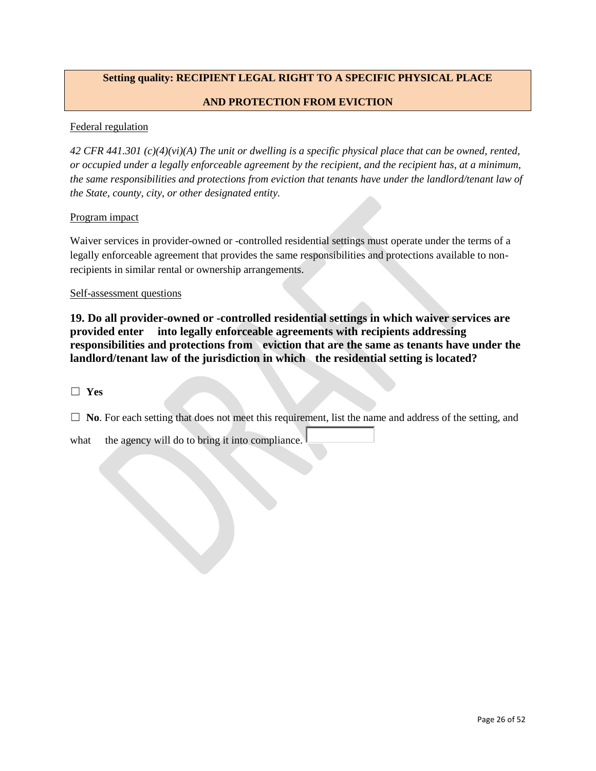## Setting quality: RECIPIENT LEGAL RIGHT TO A SPECIFIC PHYSICAL PLACE AND PROTECTION FROM EVICTION

Federal regulation

*42 CFR 441.301 (c)(4)(vi)(A) The unit or dwelling is a specific physical place that can be owned, rented, or occupied under a legally enforceable agreement by the recipient, and the recipient has, at a minimum, the same responsibilities and protections from eviction that tenants have under the landlord/tenant law of the State, county, city, or other designated entity.*

Program impact

Waiver services in provider-owned or -controlled residential settings must operate under the terms of a legally enforceable agreement that provides the same responsibilities and protections available to non-recipients in similar rental or ownership arrangements.

Self-assessment questions

**19. Do all provider-owned or -controlled residential settings in which waiver services are provided enter into legally enforceable agreements with recipients addressing responsibilities and protections from eviction that are the same as tenants have under the landlord/tenant law of the jurisdiction in which the residential setting is located?**

☐ **Yes**

☐ **No**. For each setting that does not meet this requirement, list the name and address of the setting, and what the agency will do to bring it into compliance.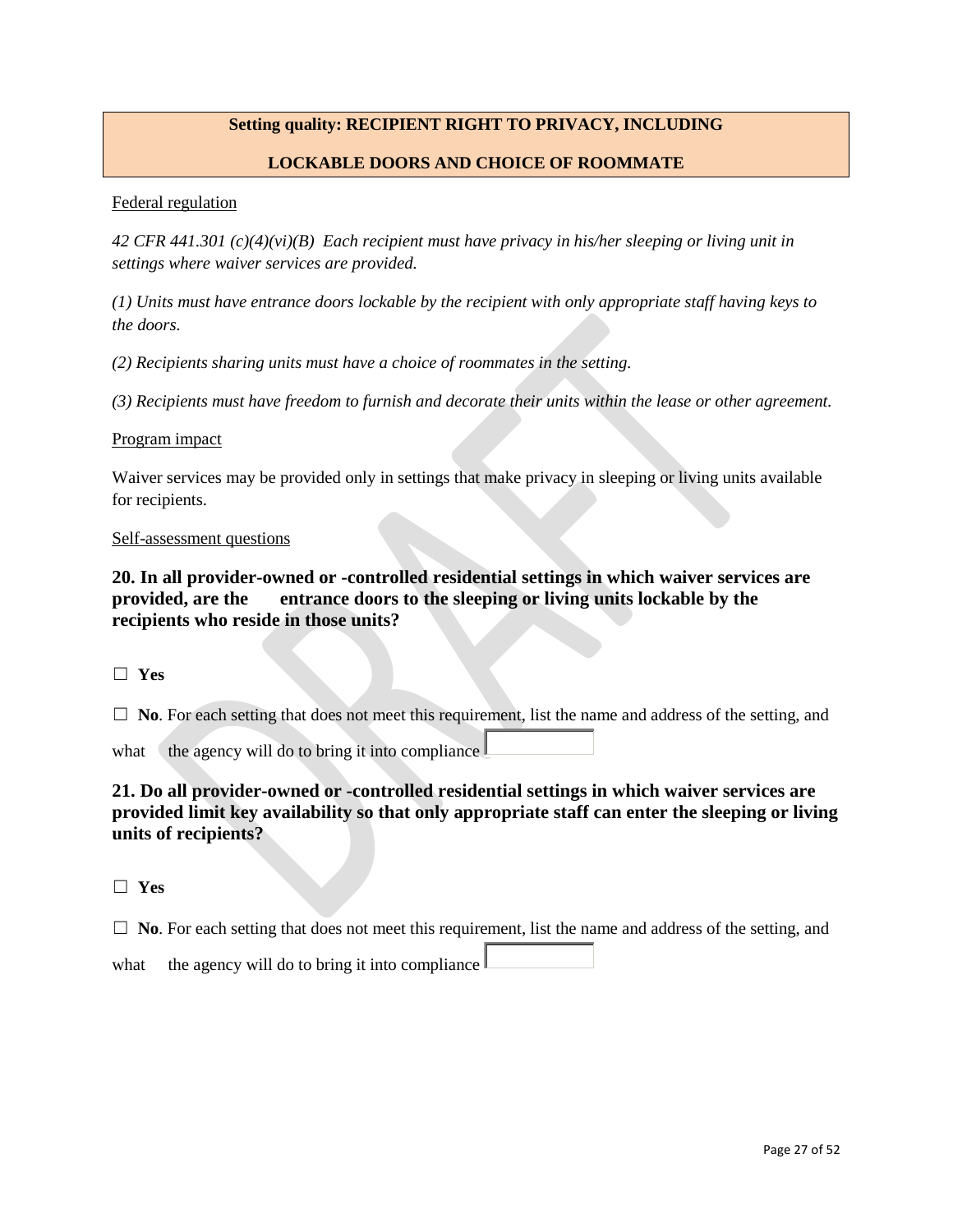## Setting quality: RECIPIENT RIGHT TO PRIVACY, INCLUDING LOCKABLE DOORS AND CHOICE OF ROOMMATE

Federal regulation

*42 CFR 441.301 (c)(4)(vi)(B) Each recipient must have privacy in his/her sleeping or living unit in settings where waiver services are provided.*

*(1) Units must have entrance doors lockable by the recipient with only appropriate staff having keys to the doors.*

*(2) Recipients sharing units must have a choice of roommates in the setting.*

*(3) Recipients must have freedom to furnish and decorate their units within the lease or other agreement.*

Program impact

Waiver services may be provided only in settings that make privacy in sleeping or living units available for recipients.

Self-assessment questions

**20. In all provider-owned or -controlled residential settings in which waiver services are provided, are the entrance doors to the sleeping or living units lockable by the recipients who reside in those units?**

☐ **Yes**

☐ **No**. For each setting that does not meet this requirement, list the name and address of the setting, and what the agency will do to bring it into compliance

**21. Do all provider-owned or -controlled residential settings in which waiver services are provided limit key availability so that only appropriate staff can enter the sleeping or living units of recipients?**

☐ **Yes**

☐ **No**. For each setting that does not meet this requirement, list the name and address of the setting, and what the agency will do to bring it into compliance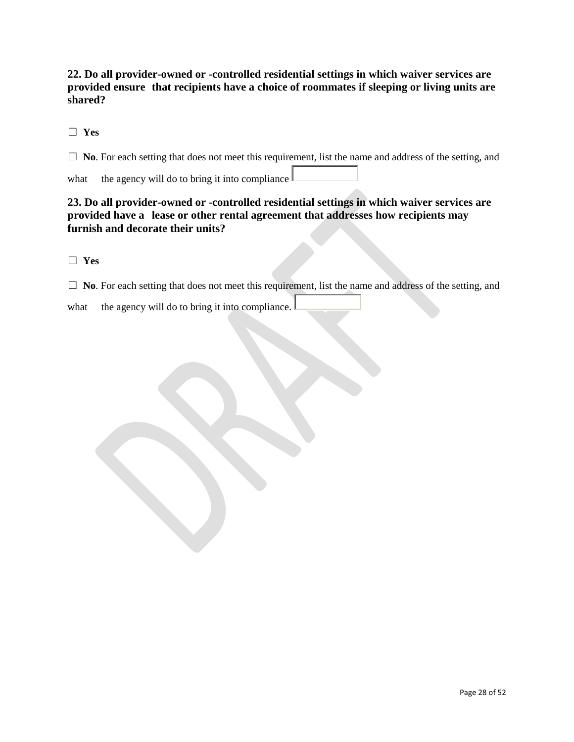**22. Do all provider-owned or -controlled residential settings in which waiver services are provided ensure that recipients have a choice of roommates if sleeping or living units are shared?**

☐ **Yes**

☐ **No**. For each setting that does not meet this requirement, list the name and address of the setting, and what the agency will do to bring it into compliance

**23. Do all provider-owned or -controlled residential settings in which waiver services are provided have a lease or other rental agreement that addresses how recipients may furnish and decorate their units?**

☐ **Yes**

☐ **No**. For each setting that does not meet this requirement, list the name and address of the setting, and what the agency will do to bring it into compliance.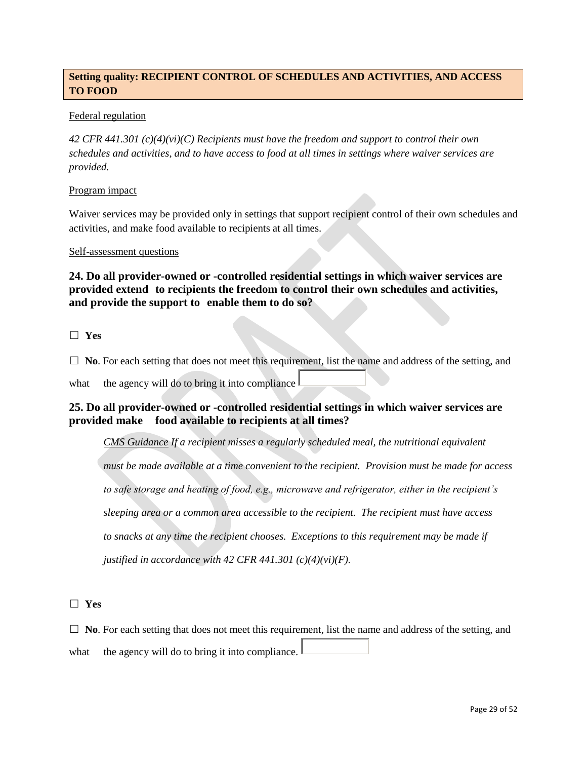**Setting quality: RECIPIENT CONTROL OF SCHEDULES AND ACTIVITIES, AND ACCESS TO FOOD**

Federal regulation

*42 CFR 441.301 (c)(4)(vi)(C) Recipients must have the freedom and support to control their own schedules and activities, and to have access to food at all times in settings where waiver services are provided.*

Program impact

Waiver services may be provided only in settings that support recipient control of their own schedules and activities, and make food available to recipients at all times.

Self-assessment questions

### 24. Do all provider-owned or -controlled residential settings in which waiver services are provided extend to recipients the freedom to control their own schedules and activities, and provide the support to enable them to do so?

☐ **Yes**

☐ **No**. For each setting that does not meet this requirement, list the name and address of the setting, and what the agency will do to bring it into compliance

### 25. Do all provider-owned or -controlled residential settings in which waiver services are provided make food available to recipients at all times?

> CMS Guidance *If a recipient misses a regularly scheduled meal, the nutritional equivalent must be made available at a time convenient to the recipient. Provision must be made for access to safe storage and heating of food, e.g., microwave and refrigerator, either in the recipient's sleeping area or a common area accessible to the recipient. The recipient must have access to snacks at any time the recipient chooses. Exceptions to this requirement may be made if justified in accordance with 42 CFR 441.301 (c)(4)(vi)(F).*

☐ **Yes**

☐ **No**. For each setting that does not meet this requirement, list the name and address of the setting, and what the agency will do to bring it into compliance.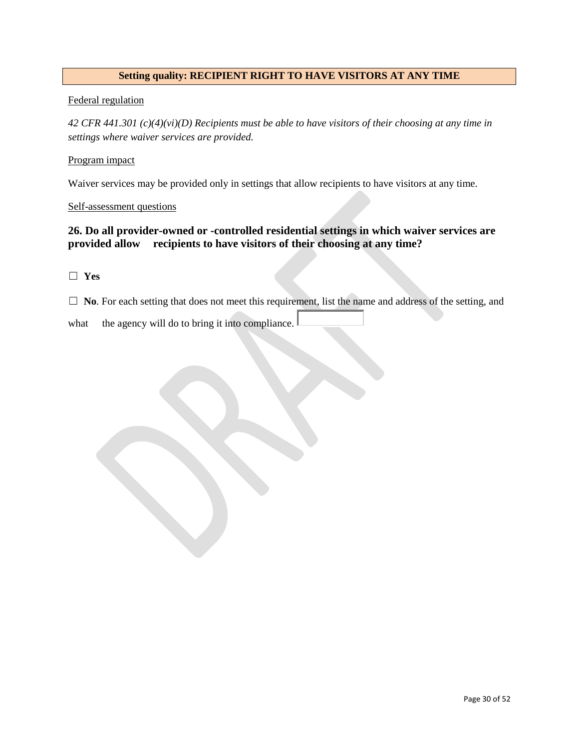**Setting quality: RECIPIENT RIGHT TO HAVE VISITORS AT ANY TIME**

Federal regulation

*42 CFR 441.301 (c)(4)(vi)(D) Recipients must be able to have visitors of their choosing at any time in settings where waiver services are provided.*

Program impact

Waiver services may be provided only in settings that allow recipients to have visitors at any time.

Self-assessment questions

### 26. Do all provider-owned or -controlled residential settings in which waiver services are provided allow recipients to have visitors of their choosing at any time?

☐ **Yes**

☐ **No**. For each setting that does not meet this requirement, list the name and address of the setting, and what the agency will do to bring it into compliance.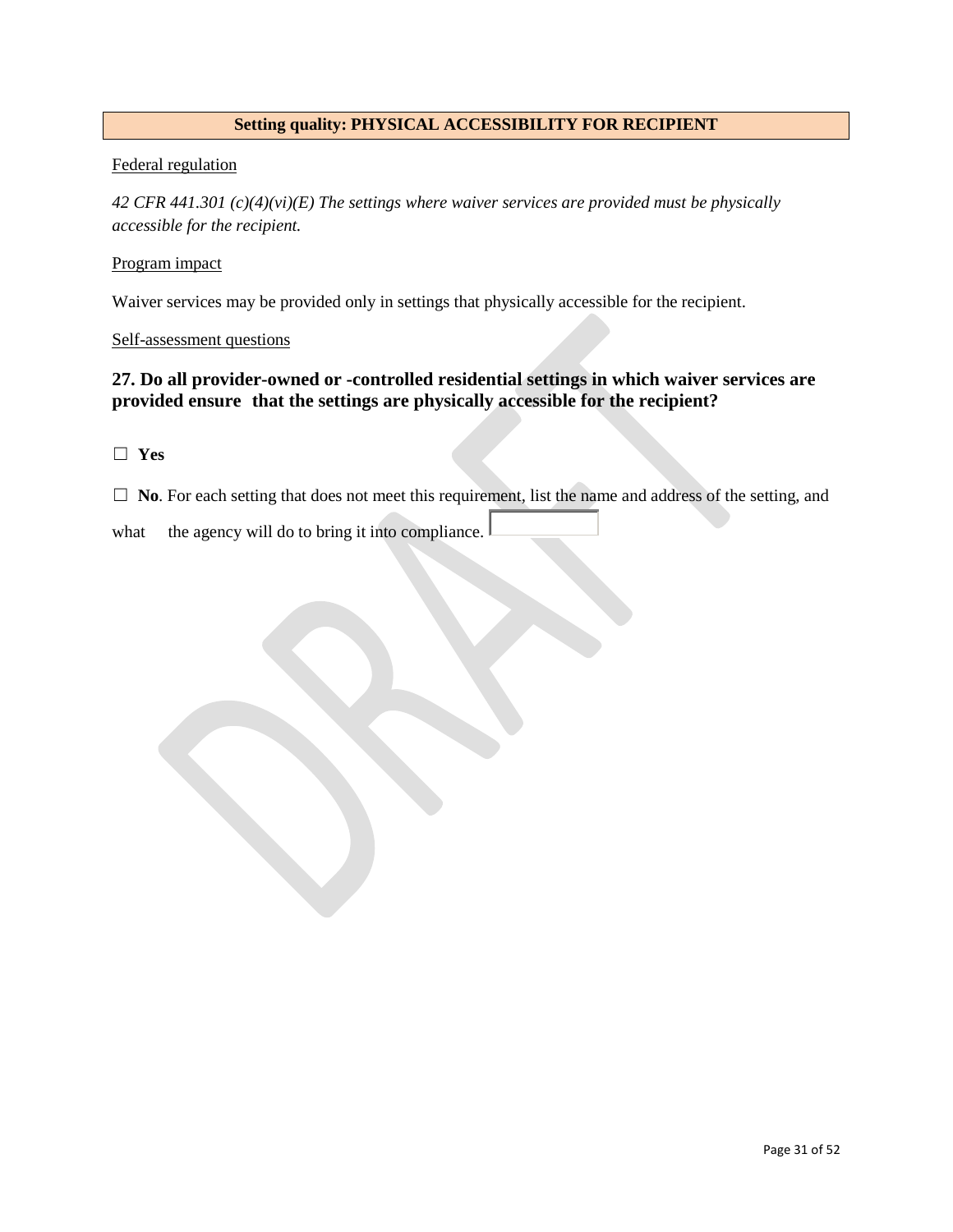## Setting quality: PHYSICAL ACCESSIBILITY FOR RECIPIENT

Federal regulation

*42 CFR 441.301 (c)(4)(vi)(E) The settings where waiver services are provided must be physically accessible for the recipient.*

Program impact

Waiver services may be provided only in settings that physically accessible for the recipient.

Self-assessment questions

### 27. Do all provider-owned or -controlled residential settings in which waiver services are provided ensure that the settings are physically accessible for the recipient?

☐ **Yes**

☐ **No**. For each setting that does not meet this requirement, list the name and address of the setting, and what the agency will do to bring it into compliance.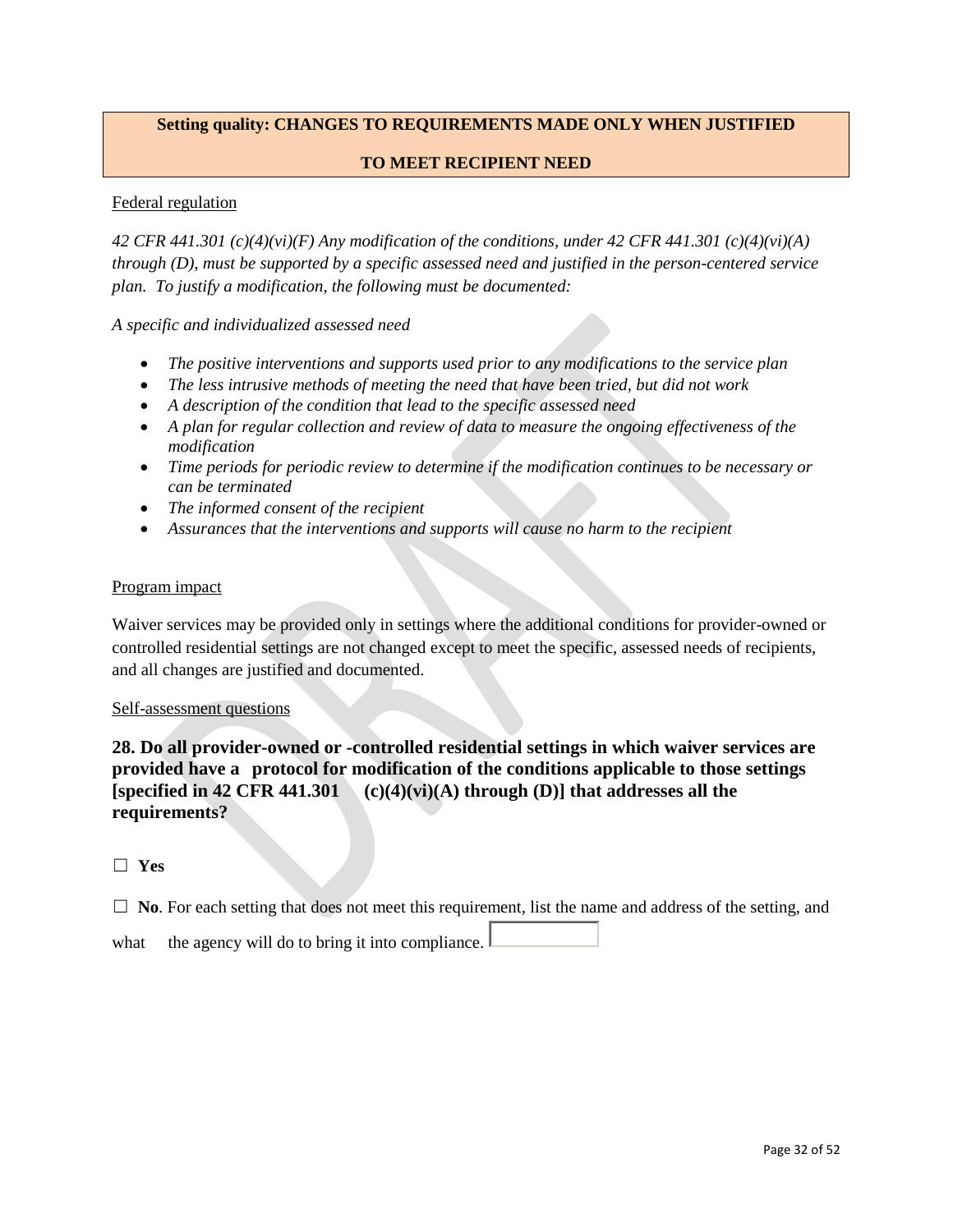## Setting quality: CHANGES TO REQUIREMENTS MADE ONLY WHEN JUSTIFIED TO MEET RECIPIENT NEED

Federal regulation

*42 CFR 441.301 (c)(4)(vi)(F) Any modification of the conditions, under 42 CFR 441.301 (c)(4)(vi)(A) through (D), must be supported by a specific assessed need and justified in the person-centered service plan. To justify a modification, the following must be documented:*

*A specific and individualized assessed need*

- *The positive interventions and supports used prior to any modifications to the service plan*
- *The less intrusive methods of meeting the need that have been tried, but did not work*
- *A description of the condition that lead to the specific assessed need*
- *A plan for regular collection and review of data to measure the ongoing effectiveness of the modification*
- *Time periods for periodic review to determine if the modification continues to be necessary or can be terminated*
- *The informed consent of the recipient*
- *Assurances that the interventions and supports will cause no harm to the recipient*

Program impact

Waiver services may be provided only in settings where the additional conditions for provider-owned or controlled residential settings are not changed except to meet the specific, assessed needs of recipients, and all changes are justified and documented.

Self-assessment questions

**28. Do all provider-owned or -controlled residential settings in which waiver services are provided have a protocol for modification of the conditions applicable to those settings [specified in 42 CFR 441.301 (c)(4)(vi)(A) through (D)] that addresses all the requirements?**

☐ **Yes**

☐ **No**. For each setting that does not meet this requirement, list the name and address of the setting, and what the agency will do to bring it into compliance.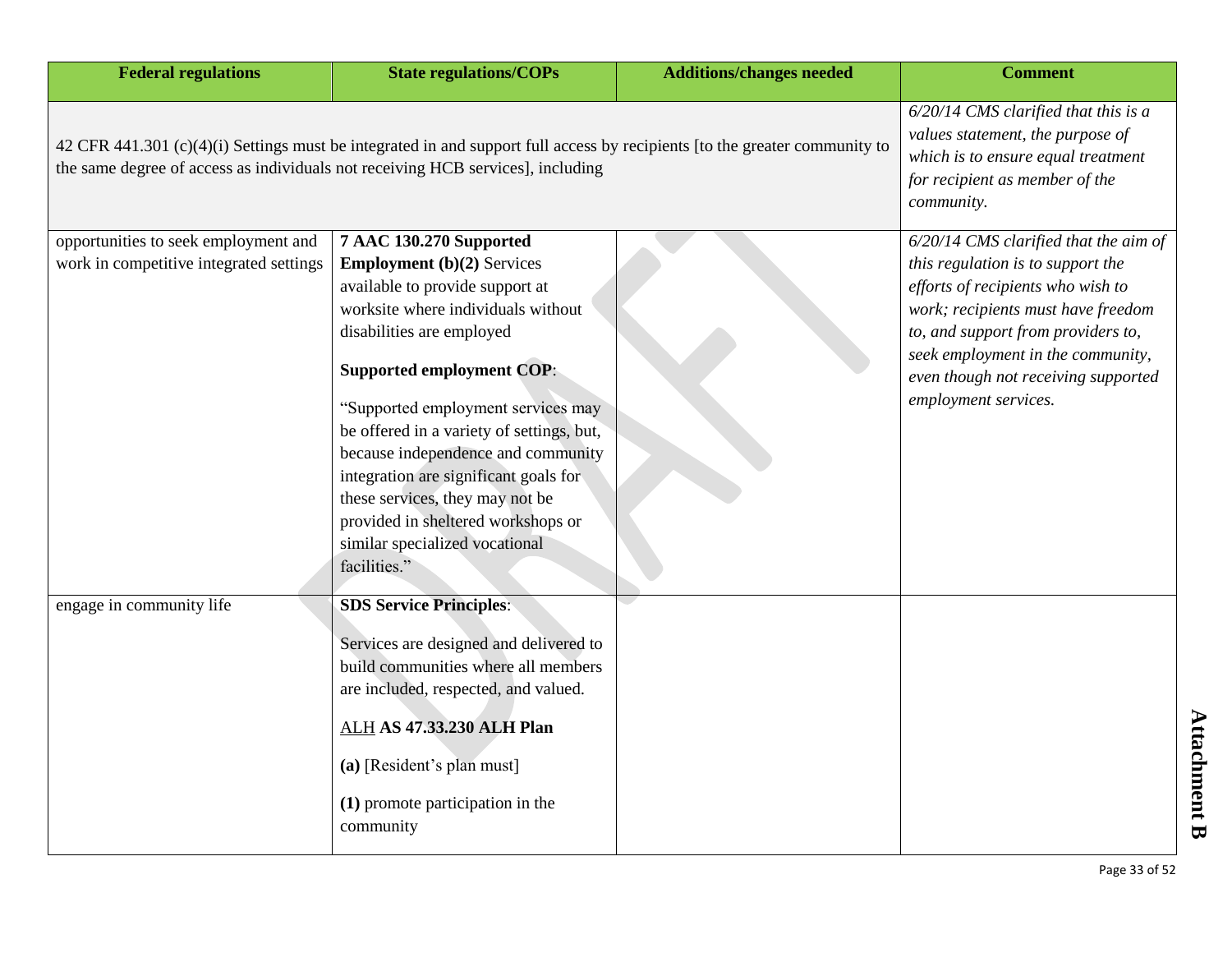| Federal regulations | State regulations/COPs | Additions/changes needed | Comment |
|---|---|---|---|
| 42 CFR 441.301 (c)(4)(i) Settings must be integrated in and support full access by recipients [to the greater community to the same degree of access as individuals not receiving HCB services], including | | | *6/20/14 CMS clarified that this is a values statement, the purpose of which is to ensure equal treatment for recipient as member of the community.* |
| opportunities to seek employment and work in competitive integrated settings | **7 AAC 130.270 Supported Employment (b)(2)** Services available to provide support at worksite where individuals without disabilities are employed<br><br>**Supported employment COP**:<br><br>"Supported employment services may be offered in a variety of settings, but, because independence and community integration are significant goals for these services, they may not be provided in sheltered workshops or similar specialized vocational facilities." | | *6/20/14 CMS clarified that the aim of this regulation is to support the efforts of recipients who wish to work; recipients must have freedom to, and support from providers to, seek employment in the community, even though not receiving supported employment services.* |
| engage in community life | **SDS Service Principles**:<br><br>Services are designed and delivered to build communities where all members are included, respected, and valued.<br><br>ALH **AS 47.33.230 ALH Plan**<br><br>**(a)** [Resident's plan must]<br><br>**(1)** promote participation in the community | | |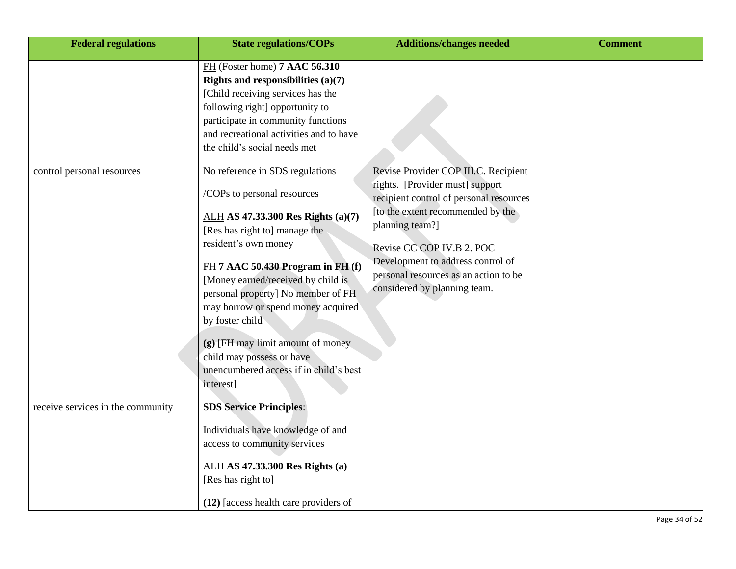| Federal regulations | State regulations/COPs | Additions/changes needed | Comment |
|---|---|---|---|
| | FH (Foster home) **7 AAC 56.310 Rights and responsibilities (a)(7)** [Child receiving services has the following right] opportunity to participate in community functions and recreational activities and to have the child's social needs met | | |
| control personal resources | No reference in SDS regulations /COPs to personal resources<br><br>ALH **AS 47.33.300 Res Rights (a)(7)** [Res has right to] manage the resident's own money<br><br>FH **7 AAC 50.430 Program in FH (f)** [Money earned/received by child is personal property] No member of FH may borrow or spend money acquired by foster child<br><br>**(g)** [FH may limit amount of money child may possess or have unencumbered access if in child's best interest] | Revise Provider COP III.C. Recipient rights. [Provider must] support recipient control of personal resources [to the extent recommended by the planning team?]<br><br>Revise CC COP IV.B 2. POC Development to address control of personal resources as an action to be considered by planning team. | |
| receive services in the community | **SDS Service Principles**:<br><br>Individuals have knowledge of and access to community services<br><br>ALH **AS 47.33.300 Res Rights (a)** [Res has right to]<br><br>**(12)** [access health care providers of | | |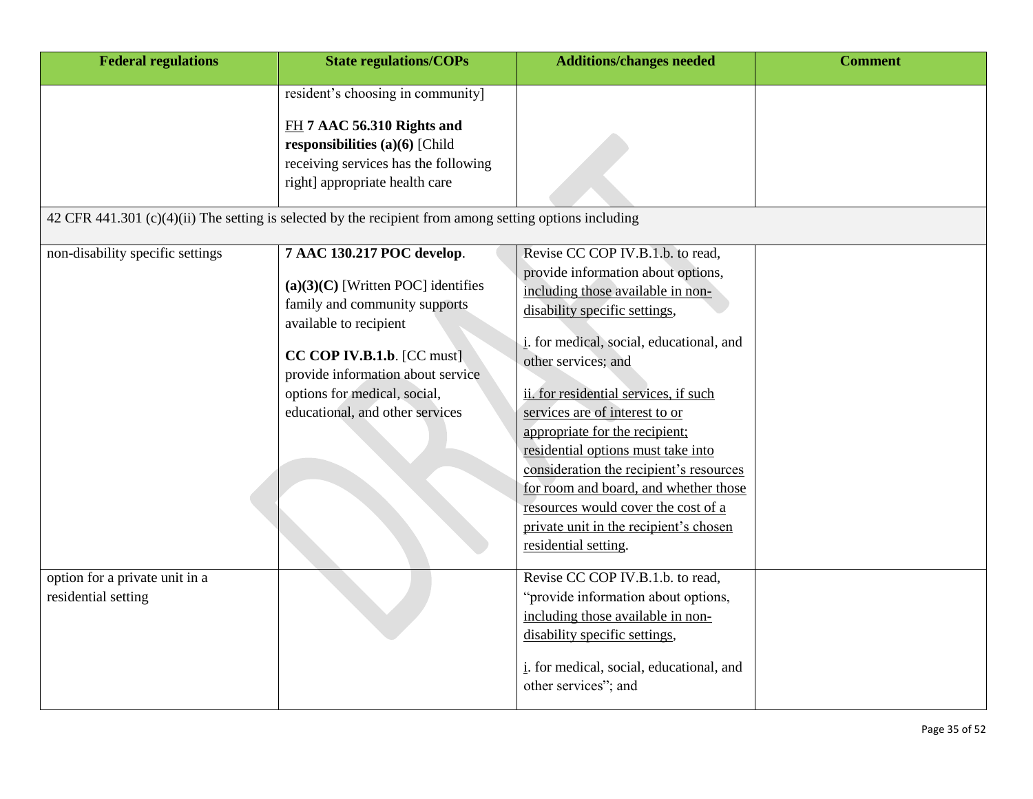| Federal regulations | State regulations/COPs | Additions/changes needed | Comment |
|---|---|---|---|
| | resident's choosing in community]<br><br><u>FH</u> **7 AAC 56.310 Rights and responsibilities (a)(6)** [Child receiving services has the following right] appropriate health care | | |
| 42 CFR 441.301 (c)(4)(ii) The setting is selected by the recipient from among setting options including | | | |
| non-disability specific settings | **7 AAC 130.217 POC develop**.<br><br>**(a)(3)(C)** [Written POC] identifies family and community supports available to recipient<br><br>**CC COP IV.B.1.b**. [CC must] provide information about service options for medical, social, educational, and other services | Revise CC COP IV.B.1.b. to read, provide information about options, <u>including those available in non-disability specific settings</u>,<br><br><u>i</u>. for medical, social, educational, and other services; and<br><br><u>ii. for residential services, if such services are of interest to or appropriate for the recipient; residential options must take into consideration the recipient's resources for room and board, and whether those resources would cover the cost of a private unit in the recipient's chosen residential setting</u>. | |
| option for a private unit in a residential setting | | Revise CC COP IV.B.1.b. to read, "provide information about options, <u>including those available in non-disability specific settings</u>,<br><br><u>i</u>. for medical, social, educational, and other services"; and | |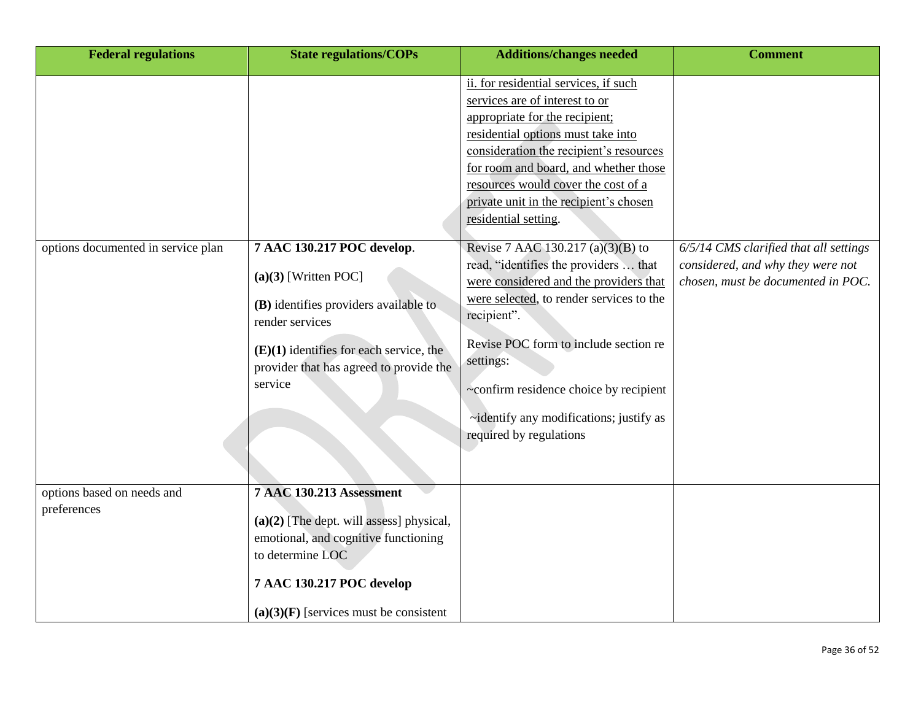| Federal regulations | State regulations/COPs | Additions/changes needed | Comment |
|---|---|---|---|
| | | ii. for residential services, if such services are of interest to or appropriate for the recipient; residential options must take into consideration the recipient's resources for room and board, and whether those resources would cover the cost of a private unit in the recipient's chosen residential setting. | |
| options documented in service plan | **7 AAC 130.217 POC develop**.<br><br>**(a)(3)** [Written POC]<br><br>**(B)** identifies providers available to render services<br><br>**(E)(1)** identifies for each service, the provider that has agreed to provide the service | Revise 7 AAC 130.217 (a)(3)(B) to read, "identifies the providers … that were considered and the providers that were selected, to render services to the recipient".<br><br>Revise POC form to include section re settings:<br><br>~confirm residence choice by recipient<br><br>~identify any modifications; justify as required by regulations | *6/5/14 CMS clarified that all settings considered, and why they were not chosen, must be documented in POC.* |
| options based on needs and preferences | **7 AAC 130.213 Assessment**<br><br>**(a)(2)** [The dept. will assess] physical, emotional, and cognitive functioning to determine LOC<br><br>**7 AAC 130.217 POC develop**<br><br>**(a)(3)(F)** [services must be consistent | | |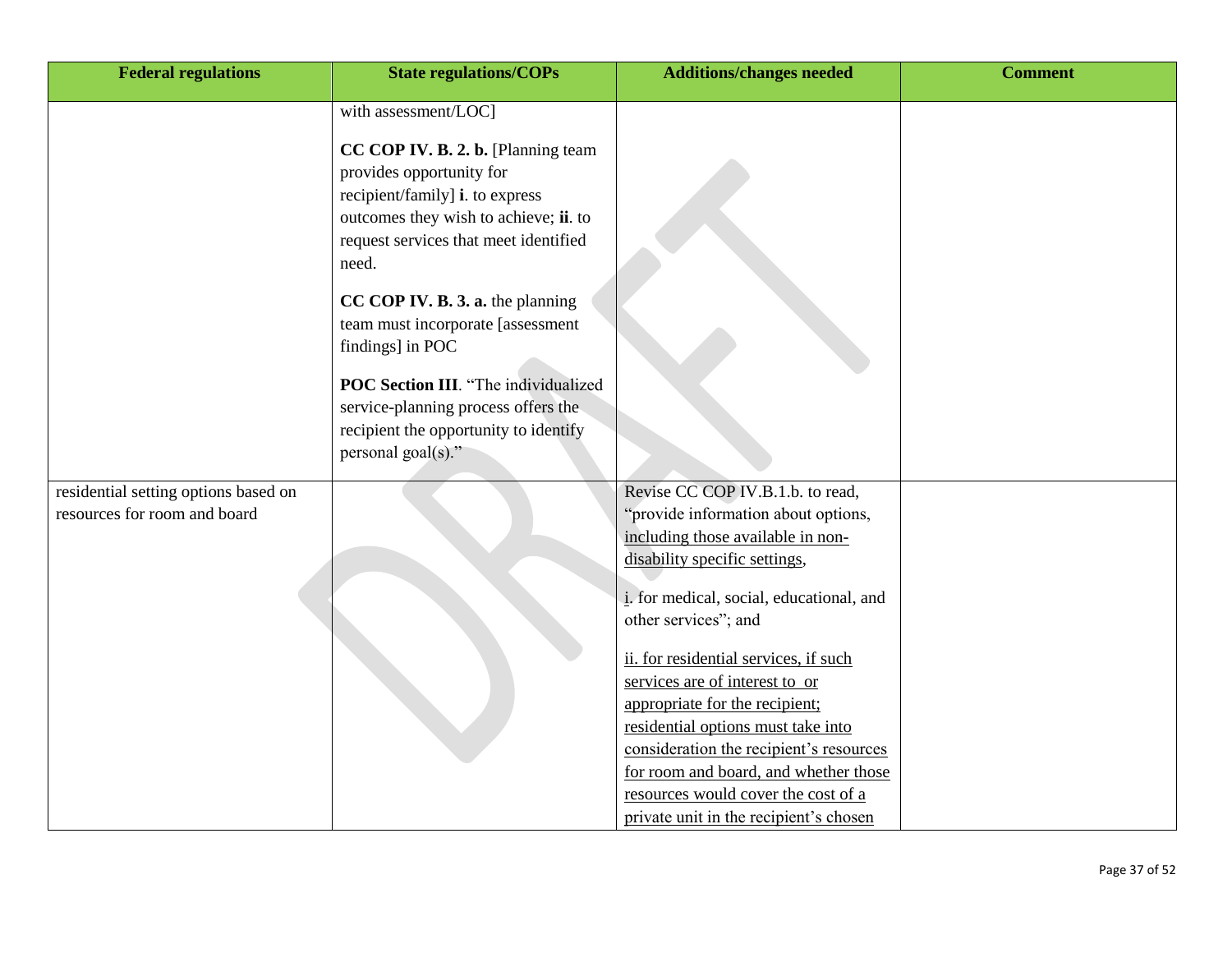| Federal regulations | State regulations/COPs | Additions/changes needed | Comment |
|---|---|---|---|
| | with assessment/LOC]<br><br>**CC COP IV. B. 2. b.** [Planning team provides opportunity for recipient/family] **i**. to express outcomes they wish to achieve; **ii**. to request services that meet identified need.<br><br>**CC COP IV. B. 3. a.** the planning team must incorporate [assessment findings] in POC<br><br>**POC Section III**. "The individualized service-planning process offers the recipient the opportunity to identify personal goal(s)." | | |
| residential setting options based on resources for room and board | | Revise CC COP IV.B.1.b. to read, "provide information about options, <u>including those available in non-disability specific settings</u>,<br><br><u>i</u>. for medical, social, educational, and other services"; and<br><br><u>ii. for residential services, if such services are of interest to or appropriate for the recipient; residential options must take into consideration the recipient's resources for room and board, and whether those resources would cover the cost of a private unit in the recipient's chosen</u> | |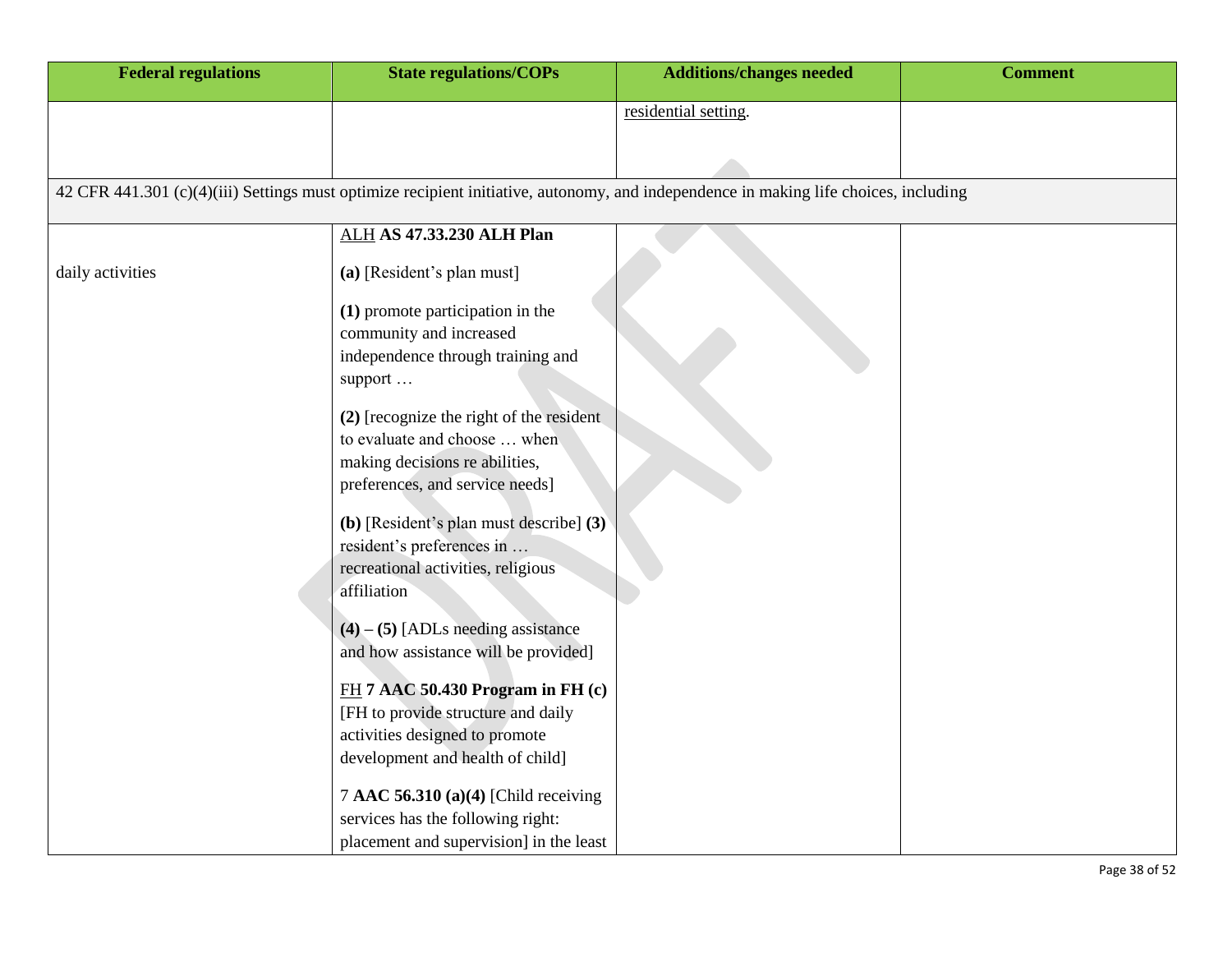| Federal regulations | State regulations/COPs | Additions/changes needed | Comment |
|---|---|---|---|
| | | <u>residential setting</u>. | |
| 42 CFR 441.301 (c)(4)(iii) Settings must optimize recipient initiative, autonomy, and independence in making life choices, including | | | |
| daily activities | <u>ALH</u> **AS 47.33.230 ALH Plan**<br><br>**(a)** [Resident's plan must]<br><br>**(1)** promote participation in the community and increased independence through training and support …<br><br>**(2)** [recognize the right of the resident to evaluate and choose … when making decisions re abilities, preferences, and service needs]<br><br>**(b)** [Resident's plan must describe] **(3)** resident's preferences in … recreational activities, religious affiliation<br><br>**(4) – (5)** [ADLs needing assistance and how assistance will be provided]<br><br><u>FH</u> **7 AAC 50.430 Program in FH (c)** [FH to provide structure and daily activities designed to promote development and health of child]<br><br>7 **AAC 56.310 (a)(4)** [Child receiving services has the following right: placement and supervision] in the least | | |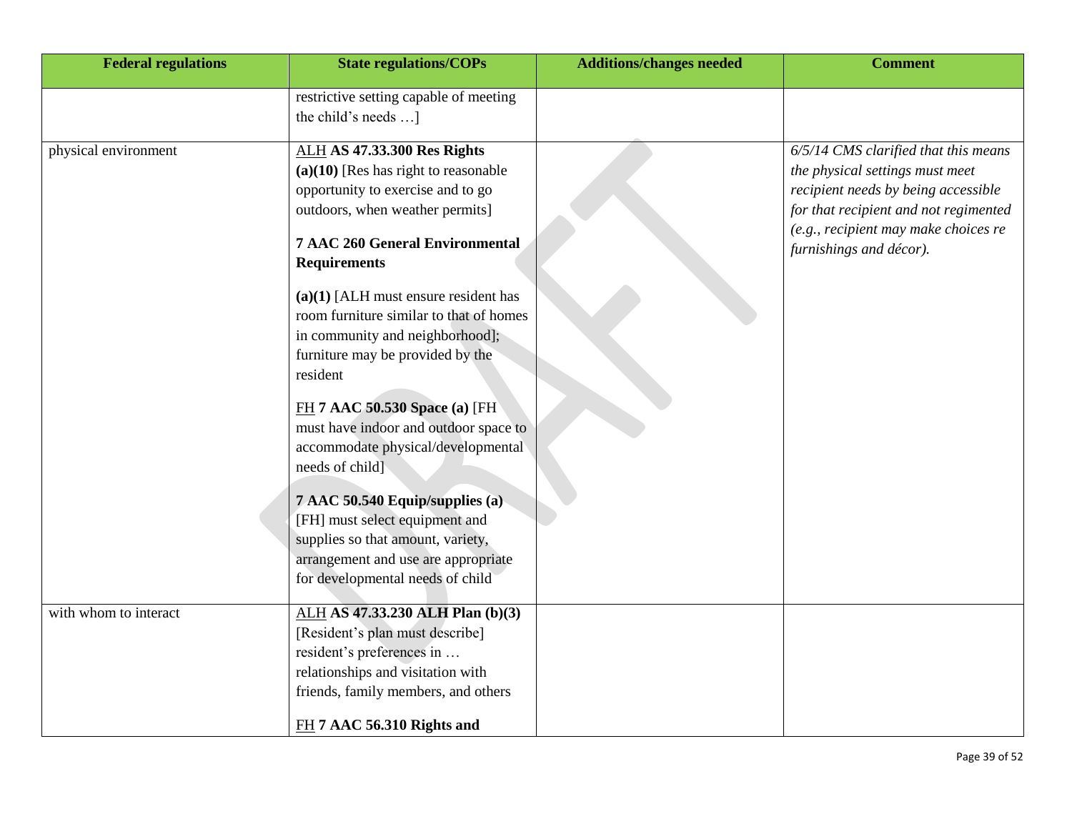| Federal regulations | State regulations/COPs | Additions/changes needed | Comment |
|---|---|---|---|
| | restrictive setting capable of meeting the child's needs …] | | |
| physical environment | <u>ALH</u> **AS 47.33.300 Res Rights (a)(10)** [Res has right to reasonable opportunity to exercise and to go outdoors, when weather permits]<br><br>**7 AAC 260 General Environmental Requirements**<br><br>**(a)(1)** [ALH must ensure resident has room furniture similar to that of homes in community and neighborhood]; furniture may be provided by the resident<br><br><u>FH</u> **7 AAC 50.530 Space (a)** [FH must have indoor and outdoor space to accommodate physical/developmental needs of child]<br><br>**7 AAC 50.540 Equip/supplies (a)** [FH] must select equipment and supplies so that amount, variety, arrangement and use are appropriate for developmental needs of child | | *6/5/14 CMS clarified that this means the physical settings must meet recipient needs by being accessible for that recipient and not regimented (e.g., recipient may make choices re furnishings and décor).* |
| with whom to interact | <u>ALH</u> **AS 47.33.230 ALH Plan (b)(3)** [Resident's plan must describe] resident's preferences in … relationships and visitation with friends, family members, and others<br><br><u>FH</u> **7 AAC 56.310 Rights and** | | |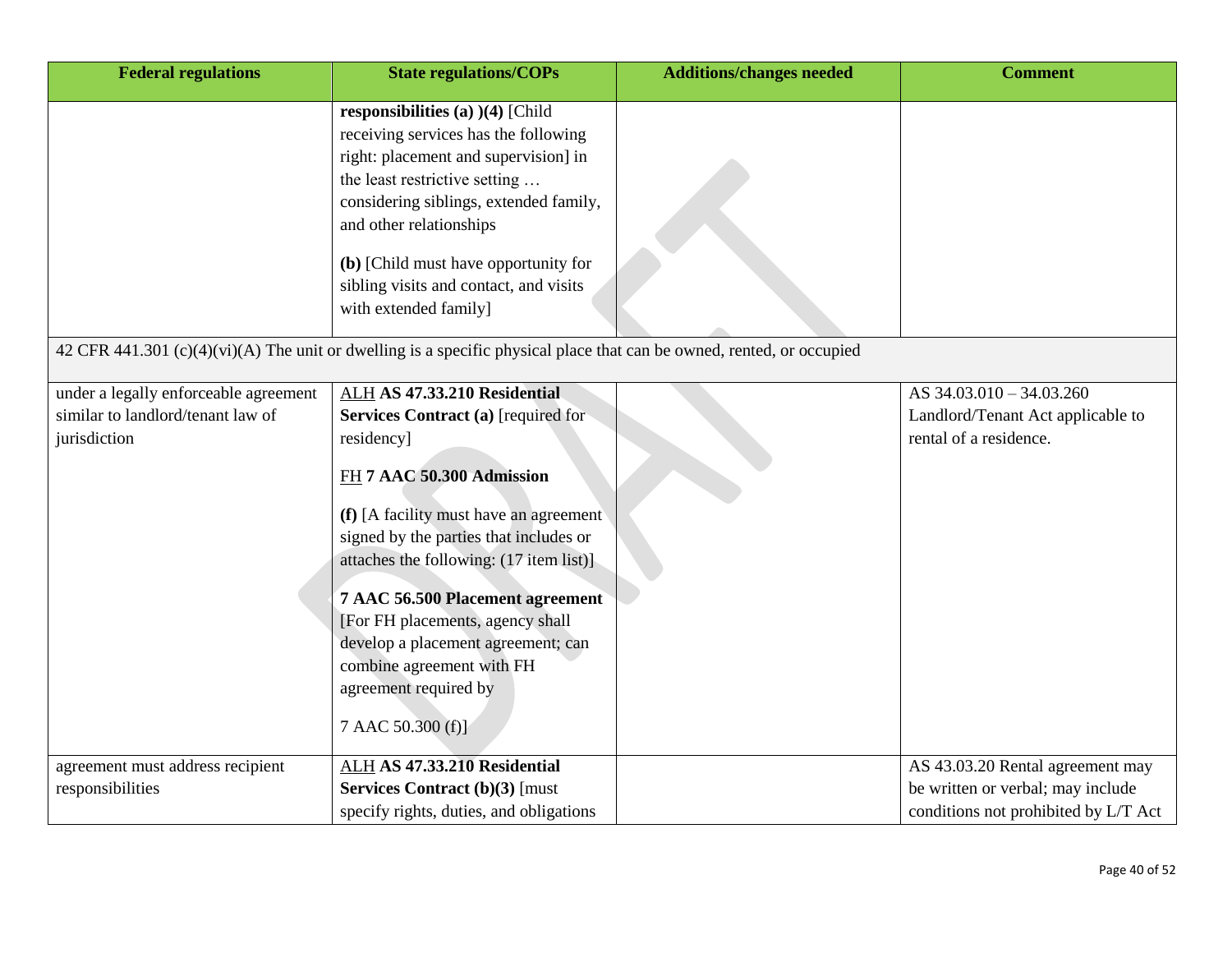| Federal regulations | State regulations/COPs | Additions/changes needed | Comment |
|---|---|---|---|
| | **responsibilities (a) )(4)** [Child receiving services has the following right: placement and supervision] in the least restrictive setting … considering siblings, extended family, and other relationships<br><br>**(b)** [Child must have opportunity for sibling visits and contact, and visits with extended family] | | |
| 42 CFR 441.301 (c)(4)(vi)(A) The unit or dwelling is a specific physical place that can be owned, rented, or occupied | | | |
| under a legally enforceable agreement similar to landlord/tenant law of jurisdiction | ALH **AS 47.33.210 Residential Services Contract (a)** [required for residency]<br><br>FH **7 AAC 50.300 Admission**<br><br>**(f)** [A facility must have an agreement signed by the parties that includes or attaches the following: (17 item list)]<br><br>**7 AAC 56.500 Placement agreement** [For FH placements, agency shall develop a placement agreement; can combine agreement with FH agreement required by<br><br>7 AAC 50.300 (f)] | | AS 34.03.010 – 34.03.260 Landlord/Tenant Act applicable to rental of a residence. |
| agreement must address recipient responsibilities | ALH **AS 47.33.210 Residential Services Contract (b)(3)** [must specify rights, duties, and obligations | | AS 43.03.20 Rental agreement may be written or verbal; may include conditions not prohibited by L/T Act |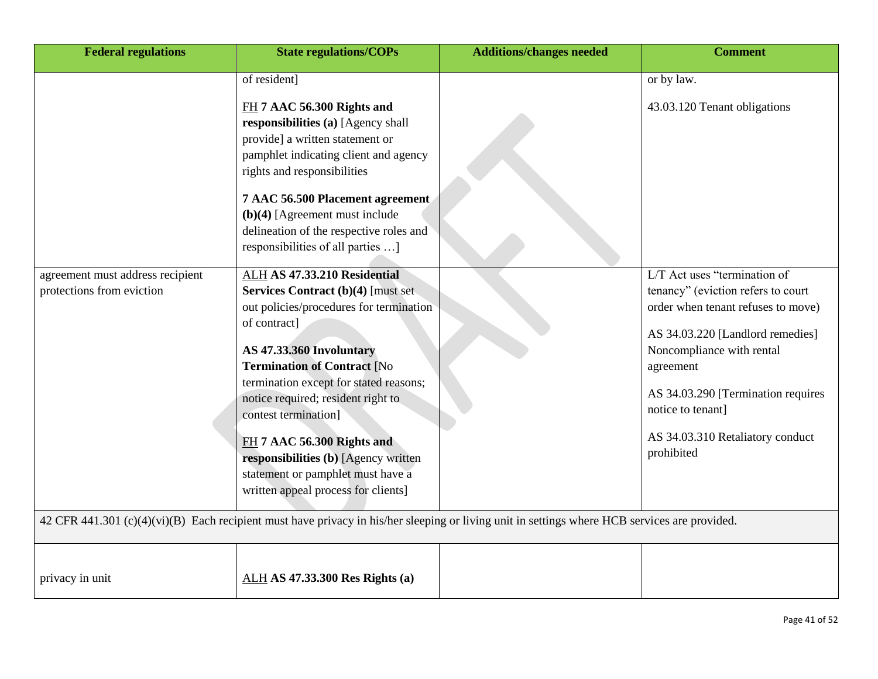| Federal regulations | State regulations/COPs | Additions/changes needed | Comment |
|---|---|---|---|
| | of resident]<br><br><u>FH</u> **7 AAC 56.300 Rights and responsibilities (a)** [Agency shall provide] a written statement or pamphlet indicating client and agency rights and responsibilities<br><br>**7 AAC 56.500 Placement agreement (b)(4)** [Agreement must include delineation of the respective roles and responsibilities of all parties …] | | or by law.<br><br>43.03.120 Tenant obligations |
| agreement must address recipient protections from eviction | <u>ALH</u> **AS 47.33.210 Residential Services Contract (b)(4)** [must set out policies/procedures for termination of contract]<br><br>**AS 47.33.360 Involuntary Termination of Contract** [No termination except for stated reasons; notice required; resident right to contest termination]<br><br><u>FH</u> **7 AAC 56.300 Rights and responsibilities (b)** [Agency written statement or pamphlet must have a written appeal process for clients] | | L/T Act uses "termination of tenancy" (eviction refers to court order when tenant refuses to move)<br><br>AS 34.03.220 [Landlord remedies] Noncompliance with rental agreement<br><br>AS 34.03.290 [Termination requires notice to tenant]<br><br>AS 34.03.310 Retaliatory conduct prohibited |
| 42 CFR 441.301 (c)(4)(vi)(B) Each recipient must have privacy in his/her sleeping or living unit in settings where HCB services are provided. | | | |
| privacy in unit | <u>ALH</u> **AS 47.33.300 Res Rights (a)** | | |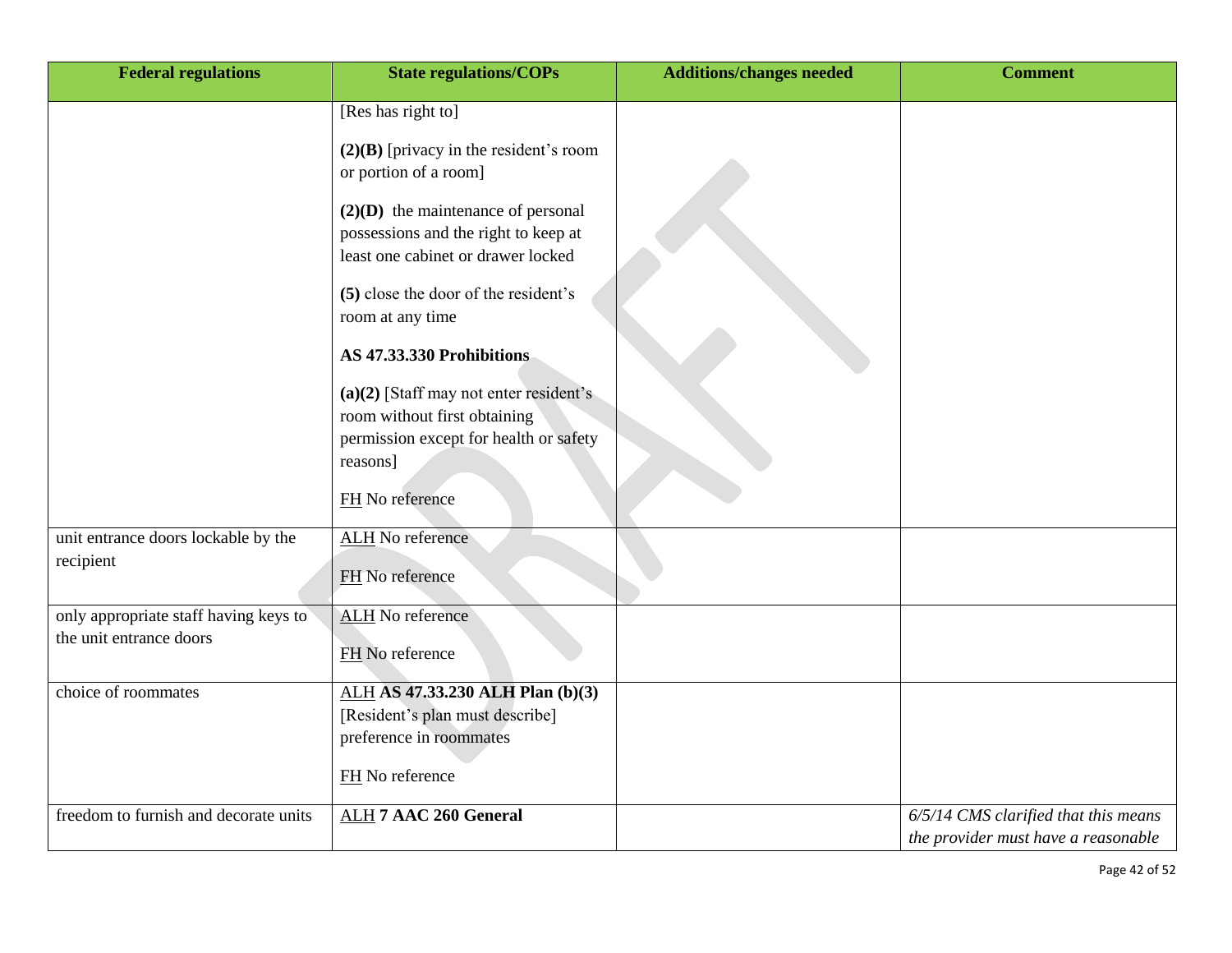| Federal regulations | State regulations/COPs | Additions/changes needed | Comment |
|---|---|---|---|
| | [Res has right to]<br><br>**(2)(B)** [privacy in the resident's room or portion of a room]<br><br>**(2)(D)** the maintenance of personal possessions and the right to keep at least one cabinet or drawer locked<br><br>**(5)** close the door of the resident's room at any time<br><br>**AS 47.33.330 Prohibitions**<br><br>**(a)(2)** [Staff may not enter resident's room without first obtaining permission except for health or safety reasons]<br><br>FH No reference | | |
| unit entrance doors lockable by the recipient | ALH No reference<br><br>FH No reference | | |
| only appropriate staff having keys to the unit entrance doors | ALH No reference<br><br>FH No reference | | |
| choice of roommates | ALH **AS 47.33.230 ALH Plan (b)(3)** [Resident's plan must describe] preference in roommates<br><br>FH No reference | | |
| freedom to furnish and decorate units | ALH **7 AAC 260 General** | | *6/5/14 CMS clarified that this means the provider must have a reasonable* |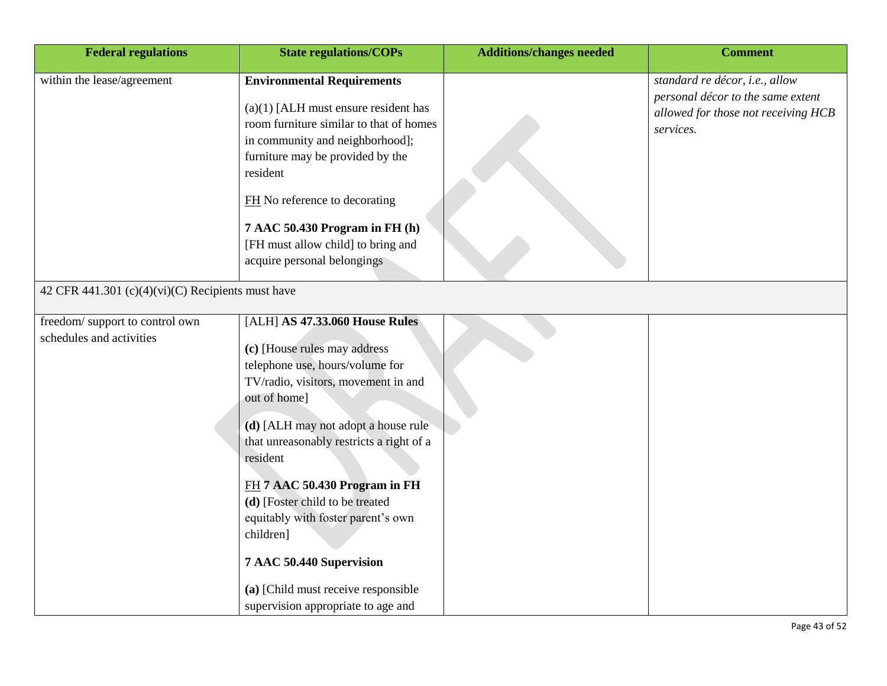| Federal regulations | State regulations/COPs | Additions/changes needed | Comment |
|---|---|---|---|
| within the lease/agreement | **Environmental Requirements**<br><br>(a)(1) [ALH must ensure resident has room furniture similar to that of homes in community and neighborhood]; furniture may be provided by the resident<br><br><u>FH</u> No reference to decorating<br><br>**7 AAC 50.430 Program in FH (h)** [FH must allow child] to bring and acquire personal belongings | | *standard re décor, i.e., allow personal décor to the same extent allowed for those not receiving HCB services.* |
| 42 CFR 441.301 (c)(4)(vi)(C) Recipients must have | | | |
| freedom/ support to control own schedules and activities | [ALH] **AS 47.33.060 House Rules**<br><br>**(c)** [House rules may address telephone use, hours/volume for TV/radio, visitors, movement in and out of home]<br><br>**(d)** [ALH may not adopt a house rule that unreasonably restricts a right of a resident<br><br><u>FH</u> **7 AAC 50.430 Program in FH (d)** [Foster child to be treated equitably with foster parent's own children]<br><br>**7 AAC 50.440 Supervision**<br><br>**(a)** [Child must receive responsible supervision appropriate to age and | | |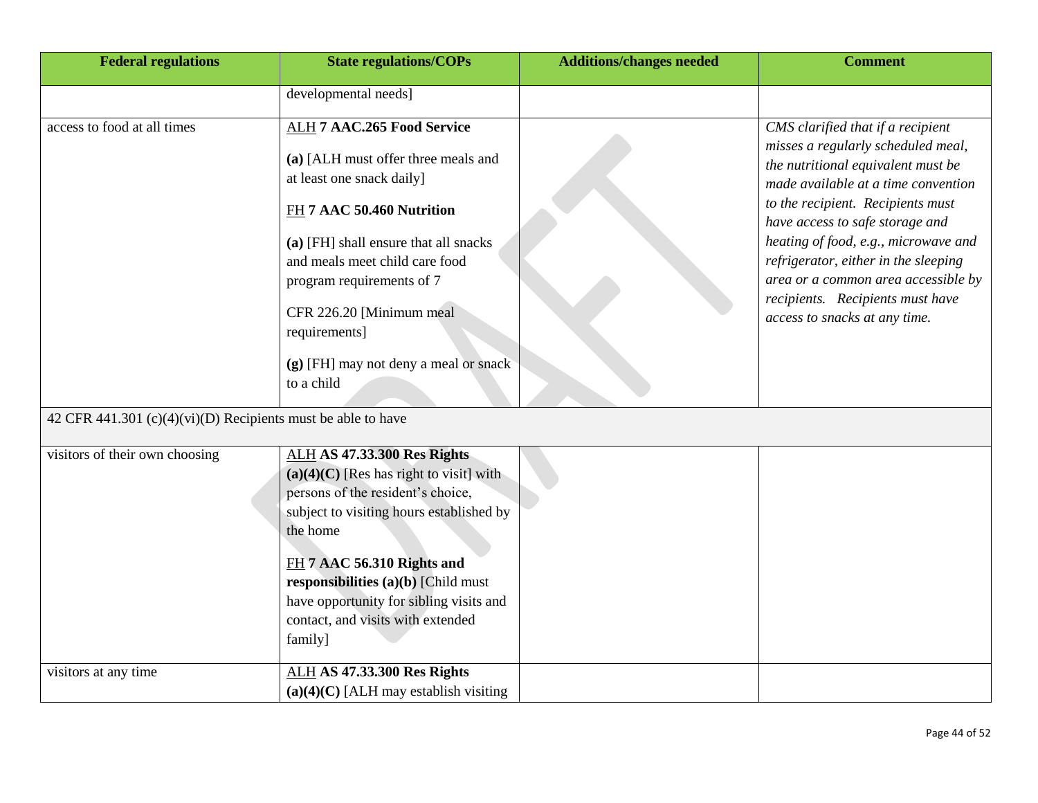| Federal regulations | State regulations/COPs | Additions/changes needed | Comment |
|---|---|---|---|
| | developmental needs] | | |
| access to food at all times | ALH **7 AAC.265 Food Service**<br><br>**(a)** [ALH must offer three meals and at least one snack daily]<br><br>FH **7 AAC 50.460 Nutrition**<br><br>**(a)** [FH] shall ensure that all snacks and meals meet child care food program requirements of 7<br><br>CFR 226.20 [Minimum meal requirements]<br><br>**(g)** [FH] may not deny a meal or snack to a child | | *CMS clarified that if a recipient misses a regularly scheduled meal, the nutritional equivalent must be made available at a time convention to the recipient. Recipients must have access to safe storage and heating of food, e.g., microwave and refrigerator, either in the sleeping area or a common area accessible by recipients. Recipients must have access to snacks at any time.* |
| 42 CFR 441.301 (c)(4)(vi)(D) Recipients must be able to have | | | |
| visitors of their own choosing | ALH **AS 47.33.300 Res Rights (a)(4)(C)** [Res has right to visit] with persons of the resident's choice, subject to visiting hours established by the home<br><br>FH **7 AAC 56.310 Rights and responsibilities (a)(b)** [Child must have opportunity for sibling visits and contact, and visits with extended family] | | |
| visitors at any time | ALH **AS 47.33.300 Res Rights (a)(4)(C)** [ALH may establish visiting | | |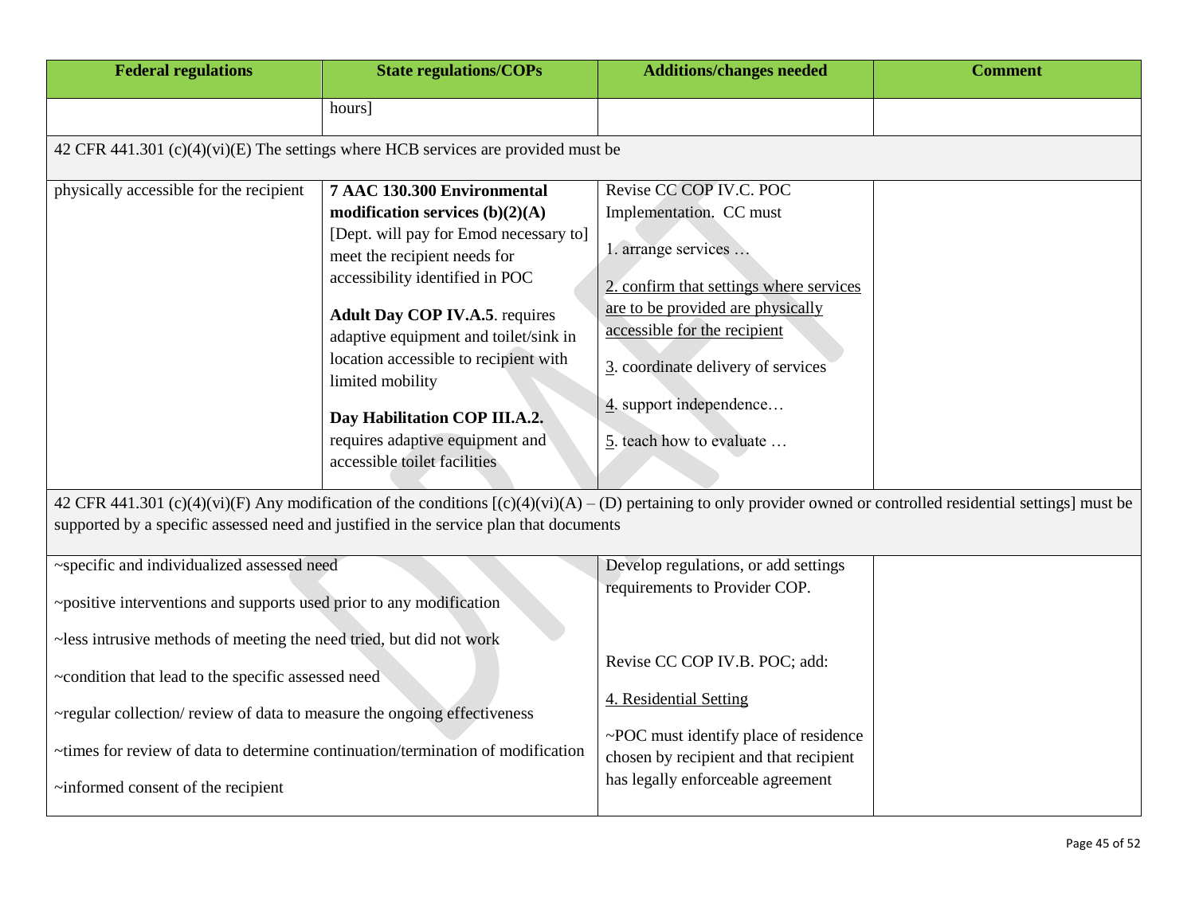| Federal regulations | State regulations/COPs | Additions/changes needed | Comment |
|---|---|---|---|
| | hours] | | |
| 42 CFR 441.301 (c)(4)(vi)(E) The settings where HCB services are provided must be | | | |
| physically accessible for the recipient | **7 AAC 130.300 Environmental modification services (b)(2)(A)** [Dept. will pay for Emod necessary to] meet the recipient needs for accessibility identified in POC<br><br>**Adult Day COP IV.A.5**. requires adaptive equipment and toilet/sink in location accessible to recipient with limited mobility<br><br>**Day Habilitation COP III.A.2.** requires adaptive equipment and accessible toilet facilities | Revise CC COP IV.C. POC Implementation. CC must<br><br>1. arrange services …<br><br><u>2. confirm that settings where services are to be provided are physically accessible for the recipient</u><br><br><u>3</u>. coordinate delivery of services<br><br><u>4</u>. support independence…<br><br><u>5</u>. teach how to evaluate … | |
| 42 CFR 441.301 (c)(4)(vi)(F) Any modification of the conditions [(c)(4)(vi)(A) – (D) pertaining to only provider owned or controlled residential settings] must be supported by a specific assessed need and justified in the service plan that documents | | | |
| ~specific and individualized assessed need<br><br>~positive interventions and supports used prior to any modification<br><br>~less intrusive methods of meeting the need tried, but did not work<br><br>~condition that lead to the specific assessed need<br><br>~regular collection/ review of data to measure the ongoing effectiveness<br><br>~times for review of data to determine continuation/termination of modification<br><br>~informed consent of the recipient | | Develop regulations, or add settings requirements to Provider COP.<br><br>Revise CC COP IV.B. POC; add:<br><br><u>4. Residential Setting</u><br><br>~POC must identify place of residence chosen by recipient and that recipient has legally enforceable agreement | |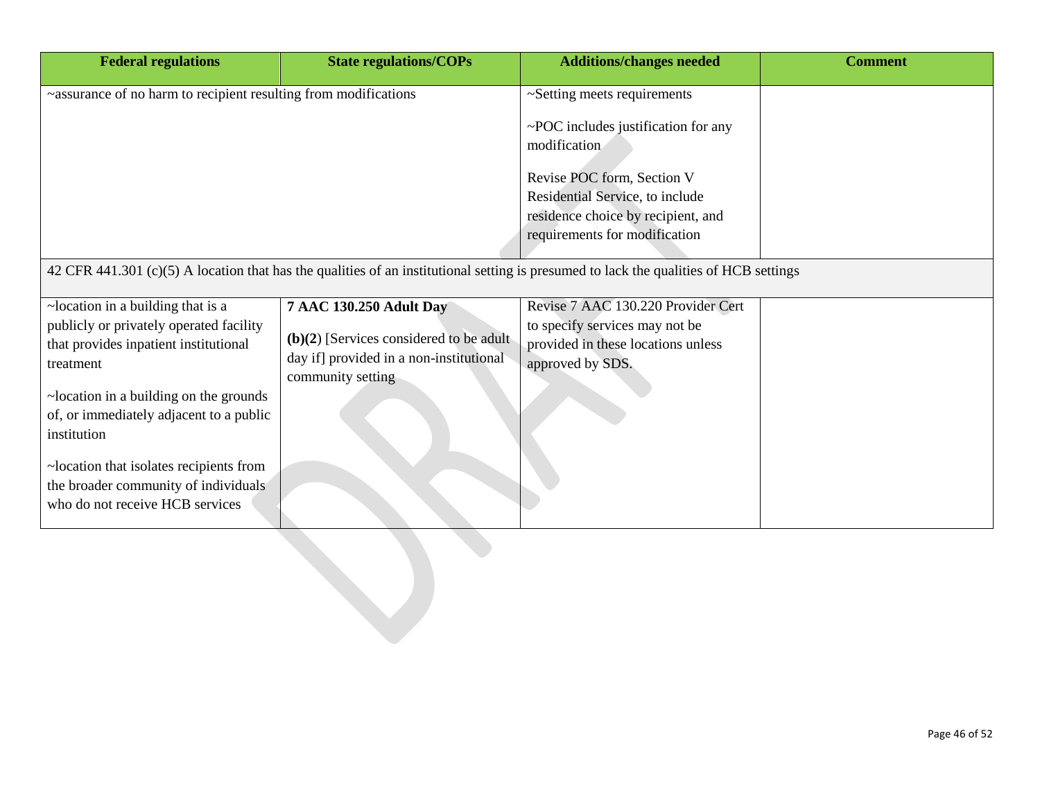| Federal regulations | State regulations/COPs | Additions/changes needed | Comment |
|---|---|---|---|
| ~assurance of no harm to recipient resulting from modifications | | ~Setting meets requirements<br><br>~POC includes justification for any modification<br><br>Revise POC form, Section V Residential Service, to include residence choice by recipient, and requirements for modification | |
| 42 CFR 441.301 (c)(5) A location that has the qualities of an institutional setting is presumed to lack the qualities of HCB settings | | | |
| ~location in a building that is a publicly or privately operated facility that provides inpatient institutional treatment<br><br>~location in a building on the grounds of, or immediately adjacent to a public institution<br><br>~location that isolates recipients from the broader community of individuals who do not receive HCB services | **7 AAC 130.250 Adult Day**<br><br>**(b)(2**) [Services considered to be adult day if] provided in a non-institutional community setting | Revise 7 AAC 130.220 Provider Cert to specify services may not be provided in these locations unless approved by SDS. | |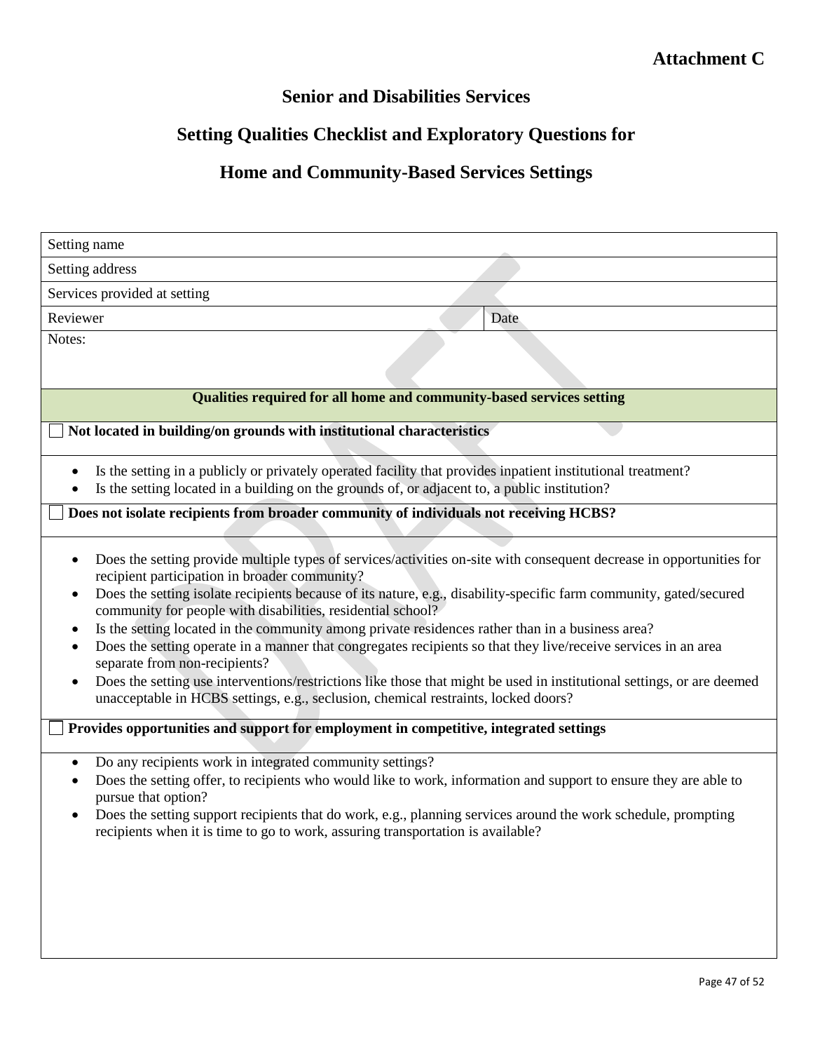**Attachment C**

## Senior and Disabilities Services

## Setting Qualities Checklist and Exploratory Questions for

## Home and Community-Based Services Settings

| Setting name | |
|---|---|
| Setting address | |
| Services provided at setting | |
| Reviewer | Date |
| Notes: | |

**Qualities required for all home and community-based services setting**

☐ **Not located in building/on grounds with institutional characteristics**

- Is the setting in a publicly or privately operated facility that provides inpatient institutional treatment?
- Is the setting located in a building on the grounds of, or adjacent to, a public institution?

☐ **Does not isolate recipients from broader community of individuals not receiving HCBS?**

- Does the setting provide multiple types of services/activities on-site with consequent decrease in opportunities for recipient participation in broader community?
- Does the setting isolate recipients because of its nature, e.g., disability-specific farm community, gated/secured community for people with disabilities, residential school?
- Is the setting located in the community among private residences rather than in a business area?
- Does the setting operate in a manner that congregates recipients so that they live/receive services in an area separate from non-recipients?
- Does the setting use interventions/restrictions like those that might be used in institutional settings, or are deemed unacceptable in HCBS settings, e.g., seclusion, chemical restraints, locked doors?

☐ **Provides opportunities and support for employment in competitive, integrated settings**

- Do any recipients work in integrated community settings?
- Does the setting offer, to recipients who would like to work, information and support to ensure they are able to pursue that option?
- Does the setting support recipients that do work, e.g., planning services around the work schedule, prompting recipients when it is time to go to work, assuring transportation is available?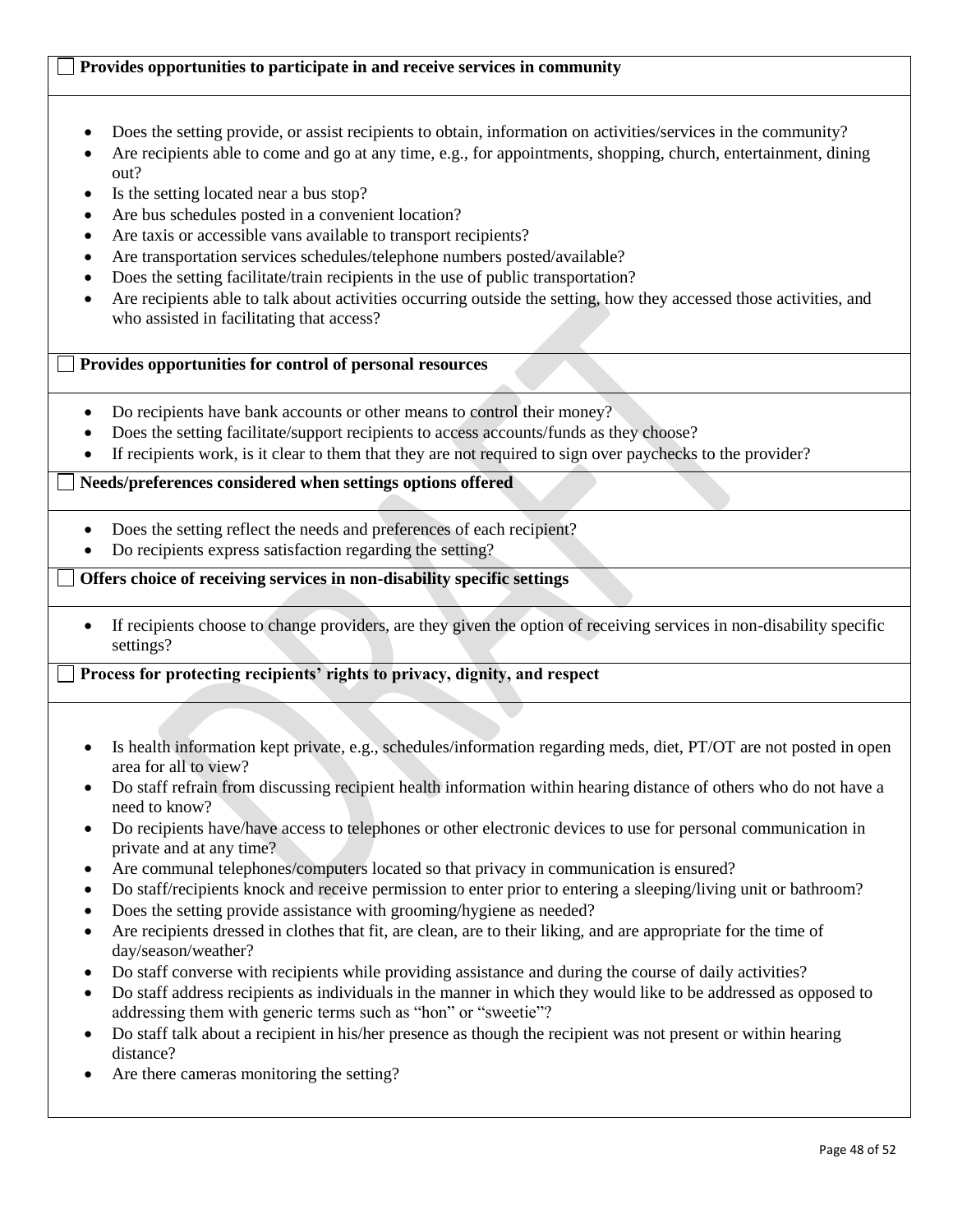☐ **Provides opportunities to participate in and receive services in community**

- Does the setting provide, or assist recipients to obtain, information on activities/services in the community?
- Are recipients able to come and go at any time, e.g., for appointments, shopping, church, entertainment, dining out?
- Is the setting located near a bus stop?
- Are bus schedules posted in a convenient location?
- Are taxis or accessible vans available to transport recipients?
- Are transportation services schedules/telephone numbers posted/available?
- Does the setting facilitate/train recipients in the use of public transportation?
- Are recipients able to talk about activities occurring outside the setting, how they accessed those activities, and who assisted in facilitating that access?

☐ **Provides opportunities for control of personal resources**

- Do recipients have bank accounts or other means to control their money?
- Does the setting facilitate/support recipients to access accounts/funds as they choose?
- If recipients work, is it clear to them that they are not required to sign over paychecks to the provider?

☐ **Needs/preferences considered when settings options offered**

- Does the setting reflect the needs and preferences of each recipient?
- Do recipients express satisfaction regarding the setting?

☐ **Offers choice of receiving services in non-disability specific settings**

- If recipients choose to change providers, are they given the option of receiving services in non-disability specific settings?

☐ **Process for protecting recipients' rights to privacy, dignity, and respect**

- Is health information kept private, e.g., schedules/information regarding meds, diet, PT/OT are not posted in open area for all to view?
- Do staff refrain from discussing recipient health information within hearing distance of others who do not have a need to know?
- Do recipients have/have access to telephones or other electronic devices to use for personal communication in private and at any time?
- Are communal telephones/computers located so that privacy in communication is ensured?
- Do staff/recipients knock and receive permission to enter prior to entering a sleeping/living unit or bathroom?
- Does the setting provide assistance with grooming/hygiene as needed?
- Are recipients dressed in clothes that fit, are clean, are to their liking, and are appropriate for the time of day/season/weather?
- Do staff converse with recipients while providing assistance and during the course of daily activities?
- Do staff address recipients as individuals in the manner in which they would like to be addressed as opposed to addressing them with generic terms such as "hon" or "sweetie"?
- Do staff talk about a recipient in his/her presence as though the recipient was not present or within hearing distance?
- Are there cameras monitoring the setting?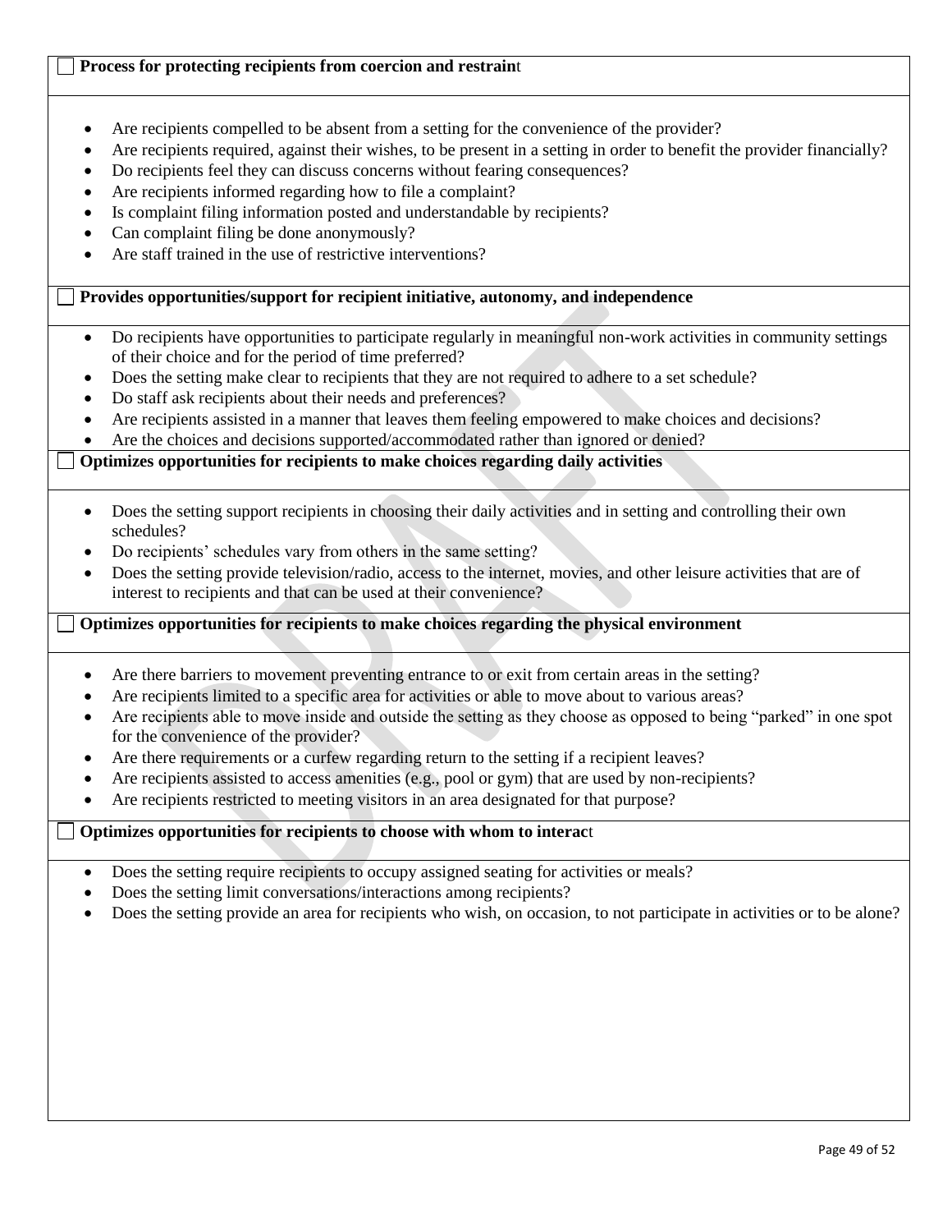☐ **Process for protecting recipients from coercion and restraint**

- Are recipients compelled to be absent from a setting for the convenience of the provider?
- Are recipients required, against their wishes, to be present in a setting in order to benefit the provider financially?
- Do recipients feel they can discuss concerns without fearing consequences?
- Are recipients informed regarding how to file a complaint?
- Is complaint filing information posted and understandable by recipients?
- Can complaint filing be done anonymously?
- Are staff trained in the use of restrictive interventions?

☐ **Provides opportunities/support for recipient initiative, autonomy, and independence**

- Do recipients have opportunities to participate regularly in meaningful non-work activities in community settings of their choice and for the period of time preferred?
- Does the setting make clear to recipients that they are not required to adhere to a set schedule?
- Do staff ask recipients about their needs and preferences?
- Are recipients assisted in a manner that leaves them feeling empowered to make choices and decisions?
- Are the choices and decisions supported/accommodated rather than ignored or denied?

☐ **Optimizes opportunities for recipients to make choices regarding daily activities**

- Does the setting support recipients in choosing their daily activities and in setting and controlling their own schedules?
- Do recipients' schedules vary from others in the same setting?
- Does the setting provide television/radio, access to the internet, movies, and other leisure activities that are of interest to recipients and that can be used at their convenience?

☐ **Optimizes opportunities for recipients to make choices regarding the physical environment**

- Are there barriers to movement preventing entrance to or exit from certain areas in the setting?
- Are recipients limited to a specific area for activities or able to move about to various areas?
- Are recipients able to move inside and outside the setting as they choose as opposed to being "parked" in one spot for the convenience of the provider?
- Are there requirements or a curfew regarding return to the setting if a recipient leaves?
- Are recipients assisted to access amenities (e.g., pool or gym) that are used by non-recipients?
- Are recipients restricted to meeting visitors in an area designated for that purpose?

☐ **Optimizes opportunities for recipients to choose with whom to interact**

- Does the setting require recipients to occupy assigned seating for activities or meals?
- Does the setting limit conversations/interactions among recipients?
- Does the setting provide an area for recipients who wish, on occasion, to not participate in activities or to be alone?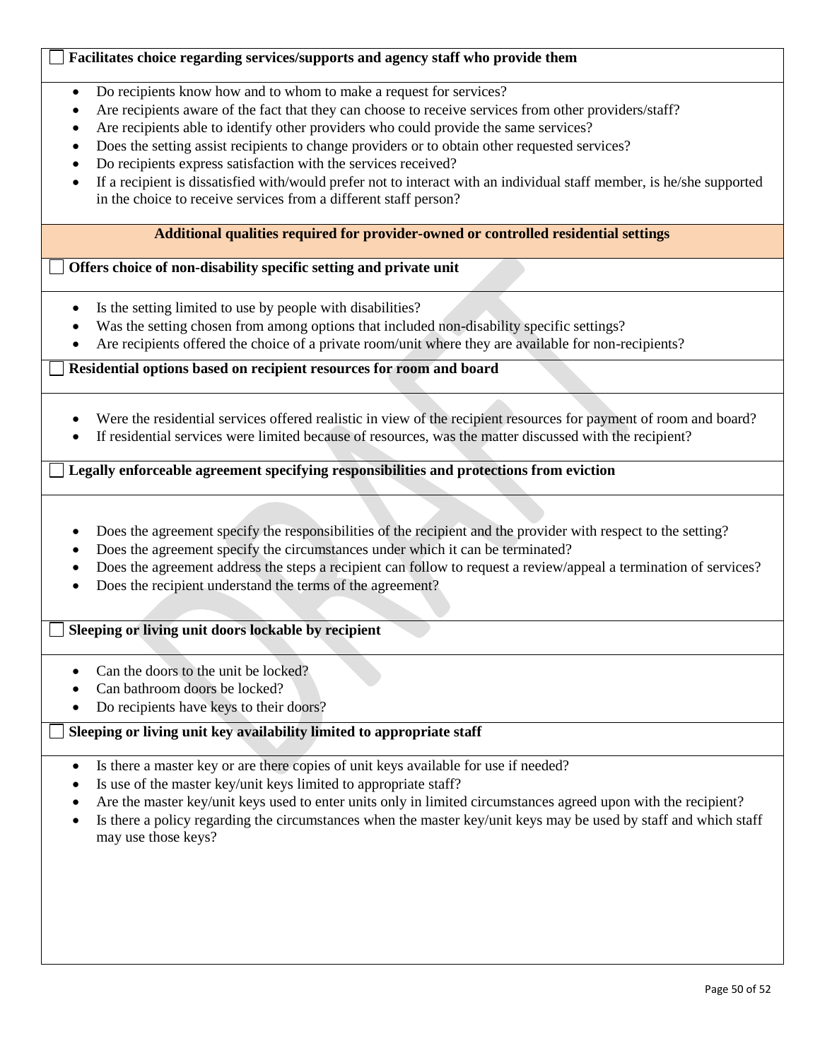- [ ] **Facilitates choice regarding services/supports and agency staff who provide them**

- Do recipients know how and to whom to make a request for services?
- Are recipients aware of the fact that they can choose to receive services from other providers/staff?
- Are recipients able to identify other providers who could provide the same services?
- Does the setting assist recipients to change providers or to obtain other requested services?
- Do recipients express satisfaction with the services received?
- If a recipient is dissatisfied with/would prefer not to interact with an individual staff member, is he/she supported in the choice to receive services from a different staff person?

**Additional qualities required for provider-owned or controlled residential settings**

- [ ] **Offers choice of non-disability specific setting and private unit**

- Is the setting limited to use by people with disabilities?
- Was the setting chosen from among options that included non-disability specific settings?
- Are recipients offered the choice of a private room/unit where they are available for non-recipients?

- [ ] **Residential options based on recipient resources for room and board**

- Were the residential services offered realistic in view of the recipient resources for payment of room and board?
- If residential services were limited because of resources, was the matter discussed with the recipient?

- [ ] **Legally enforceable agreement specifying responsibilities and protections from eviction**

- Does the agreement specify the responsibilities of the recipient and the provider with respect to the setting?
- Does the agreement specify the circumstances under which it can be terminated?
- Does the agreement address the steps a recipient can follow to request a review/appeal a termination of services?
- Does the recipient understand the terms of the agreement?

- [ ] **Sleeping or living unit doors lockable by recipient**

- Can the doors to the unit be locked?
- Can bathroom doors be locked?
- Do recipients have keys to their doors?

- [ ] **Sleeping or living unit key availability limited to appropriate staff**

- Is there a master key or are there copies of unit keys available for use if needed?
- Is use of the master key/unit keys limited to appropriate staff?
- Are the master key/unit keys used to enter units only in limited circumstances agreed upon with the recipient?
- Is there a policy regarding the circumstances when the master key/unit keys may be used by staff and which staff may use those keys?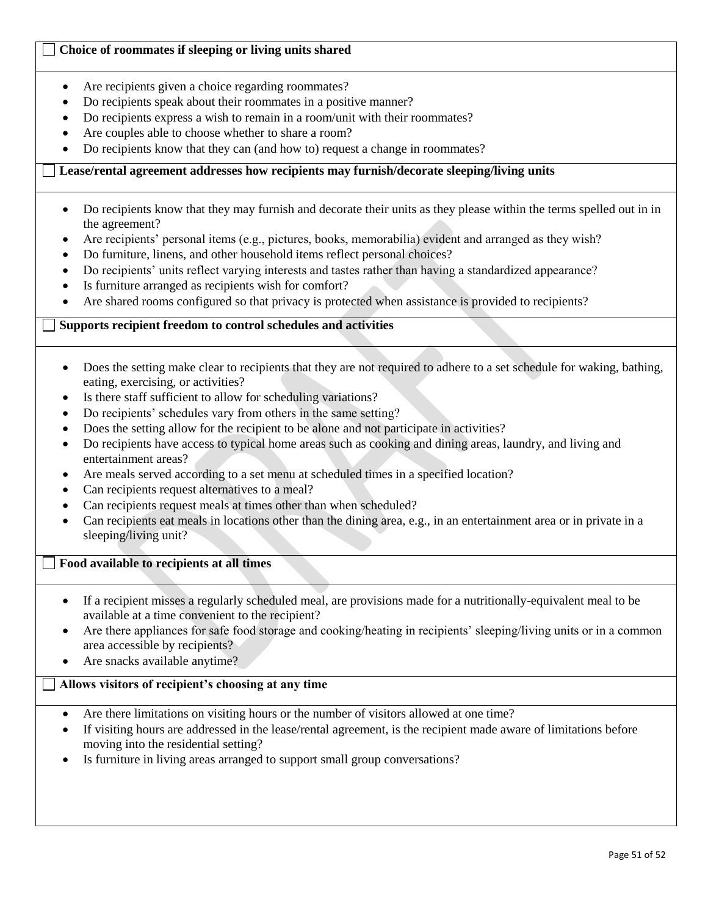☐ **Choice of roommates if sleeping or living units shared**

- Are recipients given a choice regarding roommates?
- Do recipients speak about their roommates in a positive manner?
- Do recipients express a wish to remain in a room/unit with their roommates?
- Are couples able to choose whether to share a room?
- Do recipients know that they can (and how to) request a change in roommates?

☐ **Lease/rental agreement addresses how recipients may furnish/decorate sleeping/living units**

- Do recipients know that they may furnish and decorate their units as they please within the terms spelled out in in the agreement?
- Are recipients' personal items (e.g., pictures, books, memorabilia) evident and arranged as they wish?
- Do furniture, linens, and other household items reflect personal choices?
- Do recipients' units reflect varying interests and tastes rather than having a standardized appearance?
- Is furniture arranged as recipients wish for comfort?
- Are shared rooms configured so that privacy is protected when assistance is provided to recipients?

☐ **Supports recipient freedom to control schedules and activities**

- Does the setting make clear to recipients that they are not required to adhere to a set schedule for waking, bathing, eating, exercising, or activities?
- Is there staff sufficient to allow for scheduling variations?
- Do recipients' schedules vary from others in the same setting?
- Does the setting allow for the recipient to be alone and not participate in activities?
- Do recipients have access to typical home areas such as cooking and dining areas, laundry, and living and entertainment areas?
- Are meals served according to a set menu at scheduled times in a specified location?
- Can recipients request alternatives to a meal?
- Can recipients request meals at times other than when scheduled?
- Can recipients eat meals in locations other than the dining area, e.g., in an entertainment area or in private in a sleeping/living unit?

☐ **Food available to recipients at all times**

- If a recipient misses a regularly scheduled meal, are provisions made for a nutritionally-equivalent meal to be available at a time convenient to the recipient?
- Are there appliances for safe food storage and cooking/heating in recipients' sleeping/living units or in a common area accessible by recipients?
- Are snacks available anytime?

☐ **Allows visitors of recipient's choosing at any time**

- Are there limitations on visiting hours or the number of visitors allowed at one time?
- If visiting hours are addressed in the lease/rental agreement, is the recipient made aware of limitations before moving into the residential setting?
- Is furniture in living areas arranged to support small group conversations?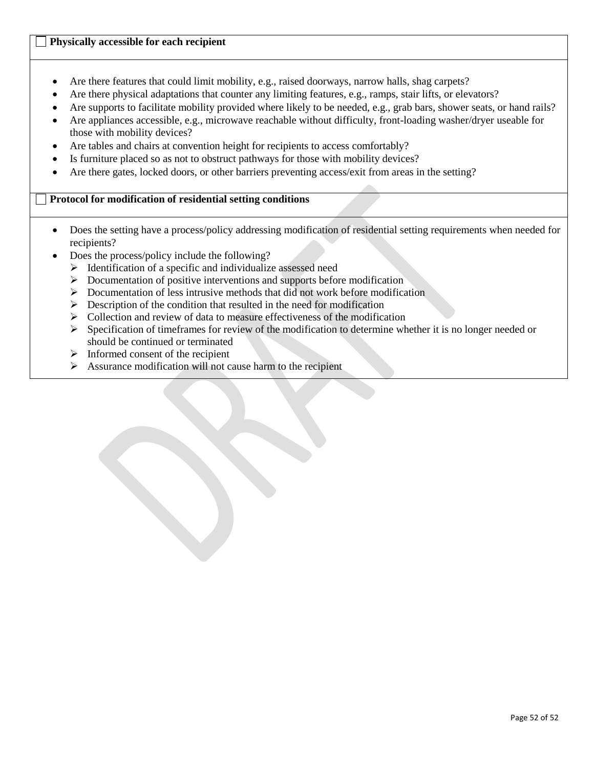☐ **Physically accessible for each recipient**

- Are there features that could limit mobility, e.g., raised doorways, narrow halls, shag carpets?
- Are there physical adaptations that counter any limiting features, e.g., ramps, stair lifts, or elevators?
- Are supports to facilitate mobility provided where likely to be needed, e.g., grab bars, shower seats, or hand rails?
- Are appliances accessible, e.g., microwave reachable without difficulty, front-loading washer/dryer useable for those with mobility devices?
- Are tables and chairs at convention height for recipients to access comfortably?
- Is furniture placed so as not to obstruct pathways for those with mobility devices?
- Are there gates, locked doors, or other barriers preventing access/exit from areas in the setting?

☐ **Protocol for modification of residential setting conditions**

- Does the setting have a process/policy addressing modification of residential setting requirements when needed for recipients?
- Does the process/policy include the following?
  - Identification of a specific and individualize assessed need
  - Documentation of positive interventions and supports before modification
  - Documentation of less intrusive methods that did not work before modification
  - Description of the condition that resulted in the need for modification
  - Collection and review of data to measure effectiveness of the modification
  - Specification of timeframes for review of the modification to determine whether it is no longer needed or should be continued or terminated
  - Informed consent of the recipient
  - Assurance modification will not cause harm to the recipient